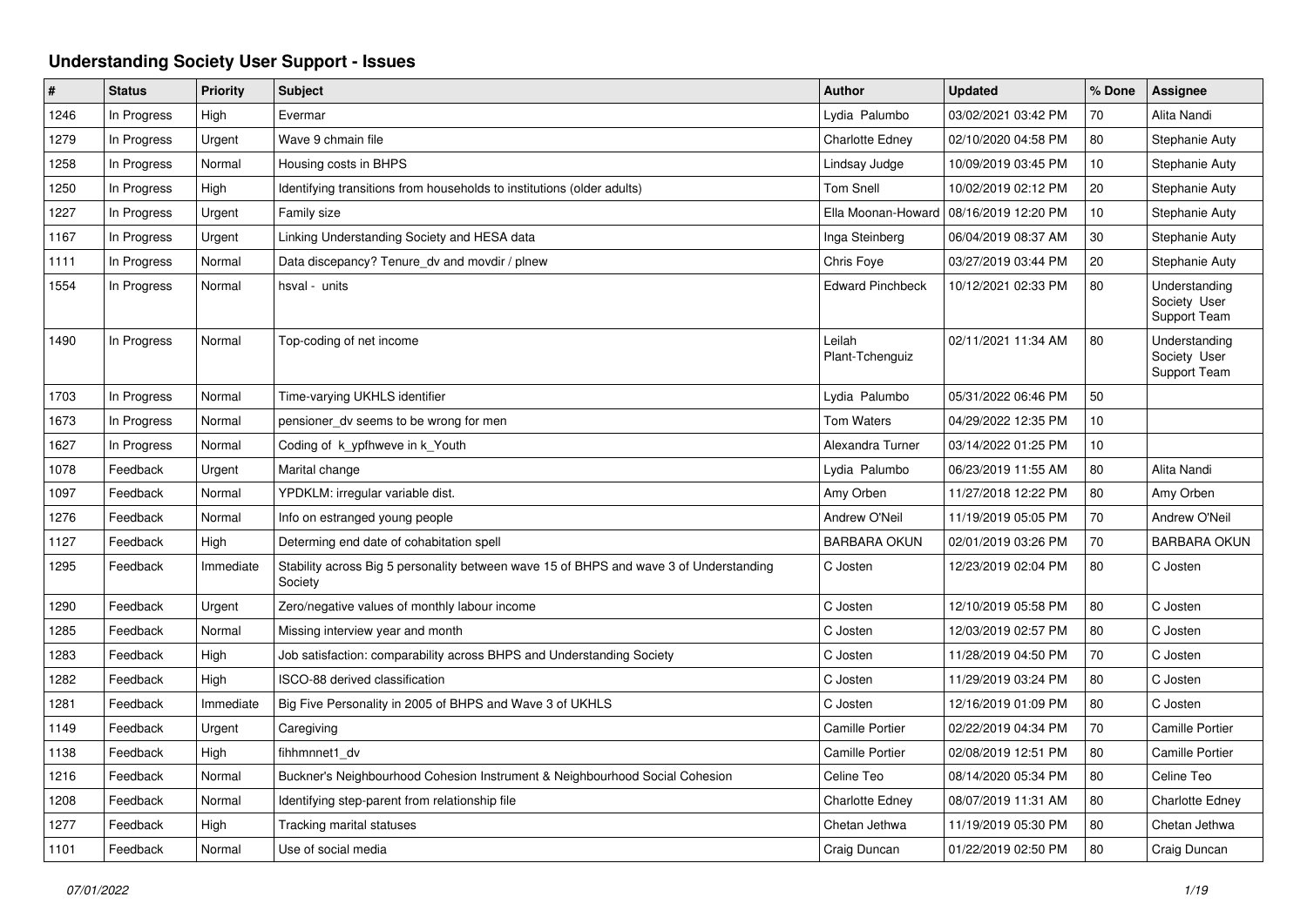# Understanding Society User Support - Issues

| # | Status | Priority | Subject | Author | Updated | % Done | Assignee |
|---|---|---|---|---|---|---|---|
| 1246 | In Progress | High | Evermar | Lydia Palumbo | 03/02/2021 03:42 PM | 70 | Alita Nandi |
| 1279 | In Progress | Urgent | Wave 9 chmain file | Charlotte Edney | 02/10/2020 04:58 PM | 80 | Stephanie Auty |
| 1258 | In Progress | Normal | Housing costs in BHPS | Lindsay Judge | 10/09/2019 03:45 PM | 10 | Stephanie Auty |
| 1250 | In Progress | High | Identifying transitions from households to institutions (older adults) | Tom Snell | 10/02/2019 02:12 PM | 20 | Stephanie Auty |
| 1227 | In Progress | Urgent | Family size | Ella Moonan-Howard | 08/16/2019 12:20 PM | 10 | Stephanie Auty |
| 1167 | In Progress | Urgent | Linking Understanding Society and HESA data | Inga Steinberg | 06/04/2019 08:37 AM | 30 | Stephanie Auty |
| 1111 | In Progress | Normal | Data discepancy? Tenure_dv and movdir / plnew | Chris Foye | 03/27/2019 03:44 PM | 20 | Stephanie Auty |
| 1554 | In Progress | Normal | hsval - units | Edward Pinchbeck | 10/12/2021 02:33 PM | 80 | Understanding Society User Support Team |
| 1490 | In Progress | Normal | Top-coding of net income | Leilah Plant-Tchenguiz | 02/11/2021 11:34 AM | 80 | Understanding Society User Support Team |
| 1703 | In Progress | Normal | Time-varying UKHLS identifier | Lydia Palumbo | 05/31/2022 06:46 PM | 50 | |
| 1673 | In Progress | Normal | pensioner_dv seems to be wrong for men | Tom Waters | 04/29/2022 12:35 PM | 10 | |
| 1627 | In Progress | Normal | Coding of k_ypfhweve in k_Youth | Alexandra Turner | 03/14/2022 01:25 PM | 10 | |
| 1078 | Feedback | Urgent | Marital change | Lydia Palumbo | 06/23/2019 11:55 AM | 80 | Alita Nandi |
| 1097 | Feedback | Normal | YPDKLM: irregular variable dist. | Amy Orben | 11/27/2018 12:22 PM | 80 | Amy Orben |
| 1276 | Feedback | Normal | Info on estranged young people | Andrew O'Neil | 11/19/2019 05:05 PM | 70 | Andrew O'Neil |
| 1127 | Feedback | High | Determing end date of cohabitation spell | BARBARA OKUN | 02/01/2019 03:26 PM | 70 | BARBARA OKUN |
| 1295 | Feedback | Immediate | Stability across Big 5 personality between wave 15 of BHPS and wave 3 of Understanding Society | C Josten | 12/23/2019 02:04 PM | 80 | C Josten |
| 1290 | Feedback | Urgent | Zero/negative values of monthly labour income | C Josten | 12/10/2019 05:58 PM | 80 | C Josten |
| 1285 | Feedback | Normal | Missing interview year and month | C Josten | 12/03/2019 02:57 PM | 80 | C Josten |
| 1283 | Feedback | High | Job satisfaction: comparability across BHPS and Understanding Society | C Josten | 11/28/2019 04:50 PM | 70 | C Josten |
| 1282 | Feedback | High | ISCO-88 derived classification | C Josten | 11/29/2019 03:24 PM | 80 | C Josten |
| 1281 | Feedback | Immediate | Big Five Personality in 2005 of BHPS and Wave 3 of UKHLS | C Josten | 12/16/2019 01:09 PM | 80 | C Josten |
| 1149 | Feedback | Urgent | Caregiving | Camille Portier | 02/22/2019 04:34 PM | 70 | Camille Portier |
| 1138 | Feedback | High | fihhmnnet1_dv | Camille Portier | 02/08/2019 12:51 PM | 80 | Camille Portier |
| 1216 | Feedback | Normal | Buckner's Neighbourhood Cohesion Instrument & Neighbourhood Social Cohesion | Celine Teo | 08/14/2020 05:34 PM | 80 | Celine Teo |
| 1208 | Feedback | Normal | Identifying step-parent from relationship file | Charlotte Edney | 08/07/2019 11:31 AM | 80 | Charlotte Edney |
| 1277 | Feedback | High | Tracking marital statuses | Chetan Jethwa | 11/19/2019 05:30 PM | 80 | Chetan Jethwa |
| 1101 | Feedback | Normal | Use of social media | Craig Duncan | 01/22/2019 02:50 PM | 80 | Craig Duncan |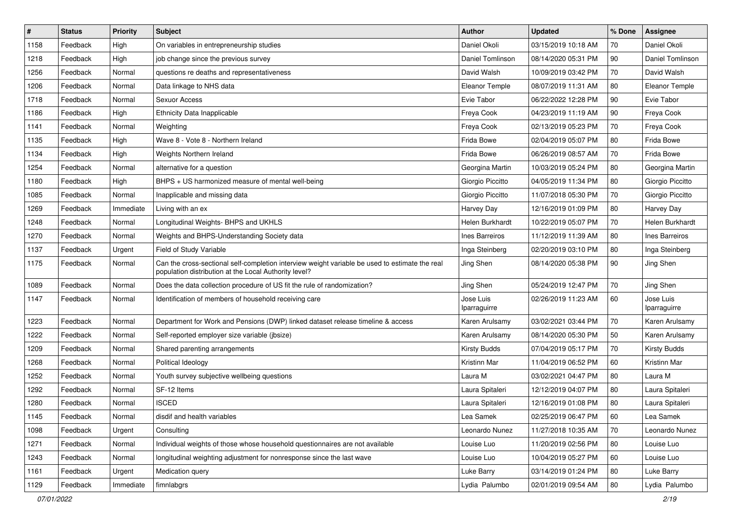| # | Status | Priority | Subject | Author | Updated | % Done | Assignee |
|---|---|---|---|---|---|---|---|
| 1158 | Feedback | High | On variables in entrepreneurship studies | Daniel Okoli | 03/15/2019 10:18 AM | 70 | Daniel Okoli |
| 1218 | Feedback | High | job change since the previous survey | Daniel Tomlinson | 08/14/2020 05:31 PM | 90 | Daniel Tomlinson |
| 1256 | Feedback | Normal | questions re deaths and representativeness | David Walsh | 10/09/2019 03:42 PM | 70 | David Walsh |
| 1206 | Feedback | Normal | Data linkage to NHS data | Eleanor Temple | 08/07/2019 11:31 AM | 80 | Eleanor Temple |
| 1718 | Feedback | Normal | Sexuor Access | Evie Tabor | 06/22/2022 12:28 PM | 90 | Evie Tabor |
| 1186 | Feedback | High | Ethnicity Data Inapplicable | Freya Cook | 04/23/2019 11:19 AM | 90 | Freya Cook |
| 1141 | Feedback | Normal | Weighting | Freya Cook | 02/13/2019 05:23 PM | 70 | Freya Cook |
| 1135 | Feedback | High | Wave 8 - Vote 8 - Northern Ireland | Frida Bowe | 02/04/2019 05:07 PM | 80 | Frida Bowe |
| 1134 | Feedback | High | Weights Northern Ireland | Frida Bowe | 06/26/2019 08:57 AM | 70 | Frida Bowe |
| 1254 | Feedback | Normal | alternative for a question | Georgina Martin | 10/03/2019 05:24 PM | 80 | Georgina Martin |
| 1180 | Feedback | High | BHPS + US harmonized measure of mental well-being | Giorgio Piccitto | 04/05/2019 11:34 PM | 80 | Giorgio Piccitto |
| 1085 | Feedback | Normal | Inapplicable and missing data | Giorgio Piccitto | 11/07/2018 05:30 PM | 70 | Giorgio Piccitto |
| 1269 | Feedback | Immediate | Living with an ex | Harvey Day | 12/16/2019 01:09 PM | 80 | Harvey Day |
| 1248 | Feedback | Normal | Longitudinal Weights- BHPS and UKHLS | Helen Burkhardt | 10/22/2019 05:07 PM | 70 | Helen Burkhardt |
| 1270 | Feedback | Normal | Weights and BHPS-Understanding Society data | Ines Barreiros | 11/12/2019 11:39 AM | 80 | Ines Barreiros |
| 1137 | Feedback | Urgent | Field of Study Variable | Inga Steinberg | 02/20/2019 03:10 PM | 80 | Inga Steinberg |
| 1175 | Feedback | Normal | Can the cross-sectional self-completion interview weight variable be used to estimate the real population distribution at the Local Authority level? | Jing Shen | 08/14/2020 05:38 PM | 90 | Jing Shen |
| 1089 | Feedback | Normal | Does the data collection procedure of US fit the rule of randomization? | Jing Shen | 05/24/2019 12:47 PM | 70 | Jing Shen |
| 1147 | Feedback | Normal | Identification of members of household receiving care | Jose Luis Iparraguirre | 02/26/2019 11:23 AM | 60 | Jose Luis Iparraguirre |
| 1223 | Feedback | Normal | Department for Work and Pensions (DWP) linked dataset release timeline & access | Karen Arulsamy | 03/02/2021 03:44 PM | 70 | Karen Arulsamy |
| 1222 | Feedback | Normal | Self-reported employer size variable (jbsize) | Karen Arulsamy | 08/14/2020 05:30 PM | 50 | Karen Arulsamy |
| 1209 | Feedback | Normal | Shared parenting arrangements | Kirsty Budds | 07/04/2019 05:17 PM | 70 | Kirsty Budds |
| 1268 | Feedback | Normal | Political Ideology | Kristinn Mar | 11/04/2019 06:52 PM | 60 | Kristinn Mar |
| 1252 | Feedback | Normal | Youth survey subjective wellbeing questions | Laura M | 03/02/2021 04:47 PM | 80 | Laura M |
| 1292 | Feedback | Normal | SF-12 Items | Laura Spitaleri | 12/12/2019 04:07 PM | 80 | Laura Spitaleri |
| 1280 | Feedback | Normal | ISCED | Laura Spitaleri | 12/16/2019 01:08 PM | 80 | Laura Spitaleri |
| 1145 | Feedback | Normal | disdif and health variables | Lea Samek | 02/25/2019 06:47 PM | 60 | Lea Samek |
| 1098 | Feedback | Urgent | Consulting | Leonardo Nunez | 11/27/2018 10:35 AM | 70 | Leonardo Nunez |
| 1271 | Feedback | Normal | Individual weights of those whose household questionnaires are not available | Louise Luo | 11/20/2019 02:56 PM | 80 | Louise Luo |
| 1243 | Feedback | Normal | longitudinal weighting adjustment for nonresponse since the last wave | Louise Luo | 10/04/2019 05:27 PM | 60 | Louise Luo |
| 1161 | Feedback | Urgent | Medication query | Luke Barry | 03/14/2019 01:24 PM | 80 | Luke Barry |
| 1129 | Feedback | Immediate | fimnlabgrs | Lydia  Palumbo | 02/01/2019 09:54 AM | 80 | Lydia  Palumbo |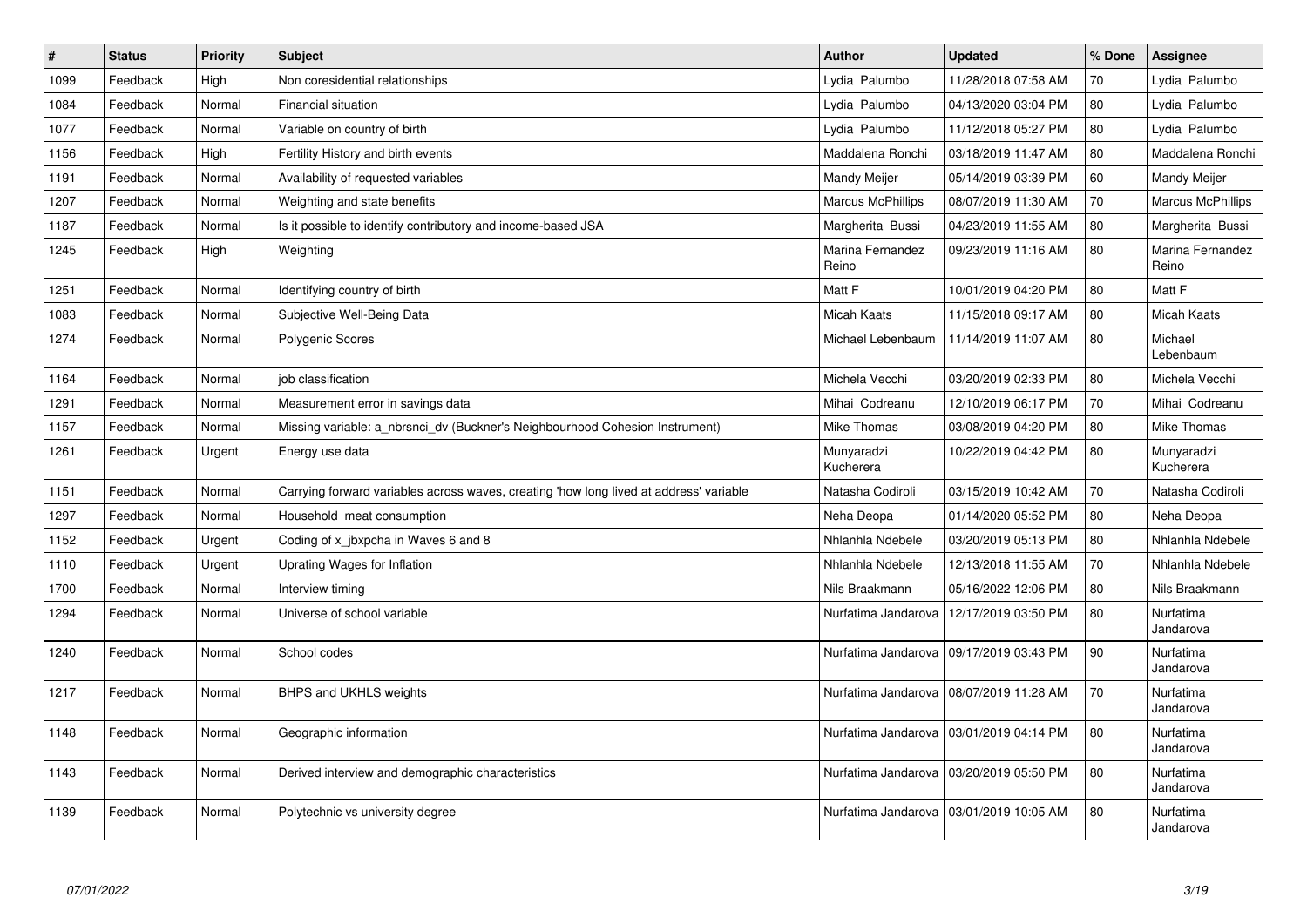| # | Status | Priority | Subject | Author | Updated | % Done | Assignee |
|---|---|---|---|---|---|---|---|
| 1099 | Feedback | High | Non coresidential relationships | Lydia Palumbo | 11/28/2018 07:58 AM | 70 | Lydia Palumbo |
| 1084 | Feedback | Normal | Financial situation | Lydia Palumbo | 04/13/2020 03:04 PM | 80 | Lydia Palumbo |
| 1077 | Feedback | Normal | Variable on country of birth | Lydia Palumbo | 11/12/2018 05:27 PM | 80 | Lydia Palumbo |
| 1156 | Feedback | High | Fertility History and birth events | Maddalena Ronchi | 03/18/2019 11:47 AM | 80 | Maddalena Ronchi |
| 1191 | Feedback | Normal | Availability of requested variables | Mandy Meijer | 05/14/2019 03:39 PM | 60 | Mandy Meijer |
| 1207 | Feedback | Normal | Weighting and state benefits | Marcus McPhillips | 08/07/2019 11:30 AM | 70 | Marcus McPhillips |
| 1187 | Feedback | Normal | Is it possible to identify contributory and income-based JSA | Margherita Bussi | 04/23/2019 11:55 AM | 80 | Margherita Bussi |
| 1245 | Feedback | High | Weighting | Marina Fernandez Reino | 09/23/2019 11:16 AM | 80 | Marina Fernandez Reino |
| 1251 | Feedback | Normal | Identifying country of birth | Matt F | 10/01/2019 04:20 PM | 80 | Matt F |
| 1083 | Feedback | Normal | Subjective Well-Being Data | Micah Kaats | 11/15/2018 09:17 AM | 80 | Micah Kaats |
| 1274 | Feedback | Normal | Polygenic Scores | Michael Lebenbaum | 11/14/2019 11:07 AM | 80 | Michael Lebenbaum |
| 1164 | Feedback | Normal | job classification | Michela Vecchi | 03/20/2019 02:33 PM | 80 | Michela Vecchi |
| 1291 | Feedback | Normal | Measurement error in savings data | Mihai Codreanu | 12/10/2019 06:17 PM | 70 | Mihai Codreanu |
| 1157 | Feedback | Normal | Missing variable: a_nbrsnci_dv (Buckner's Neighbourhood Cohesion Instrument) | Mike Thomas | 03/08/2019 04:20 PM | 80 | Mike Thomas |
| 1261 | Feedback | Urgent | Energy use data | Munyaradzi Kucherera | 10/22/2019 04:42 PM | 80 | Munyaradzi Kucherera |
| 1151 | Feedback | Normal | Carrying forward variables across waves, creating 'how long lived at address' variable | Natasha Codiroli | 03/15/2019 10:42 AM | 70 | Natasha Codiroli |
| 1297 | Feedback | Normal | Household meat consumption | Neha Deopa | 01/14/2020 05:52 PM | 80 | Neha Deopa |
| 1152 | Feedback | Urgent | Coding of x_jbxpcha in Waves 6 and 8 | Nhlanhla Ndebele | 03/20/2019 05:13 PM | 80 | Nhlanhla Ndebele |
| 1110 | Feedback | Urgent | Uprating Wages for Inflation | Nhlanhla Ndebele | 12/13/2018 11:55 AM | 70 | Nhlanhla Ndebele |
| 1700 | Feedback | Normal | Interview timing | Nils Braakmann | 05/16/2022 12:06 PM | 80 | Nils Braakmann |
| 1294 | Feedback | Normal | Universe of school variable | Nurfatima Jandarova | 12/17/2019 03:50 PM | 80 | Nurfatima Jandarova |
| 1240 | Feedback | Normal | School codes | Nurfatima Jandarova | 09/17/2019 03:43 PM | 90 | Nurfatima Jandarova |
| 1217 | Feedback | Normal | BHPS and UKHLS weights | Nurfatima Jandarova | 08/07/2019 11:28 AM | 70 | Nurfatima Jandarova |
| 1148 | Feedback | Normal | Geographic information | Nurfatima Jandarova | 03/01/2019 04:14 PM | 80 | Nurfatima Jandarova |
| 1143 | Feedback | Normal | Derived interview and demographic characteristics | Nurfatima Jandarova | 03/20/2019 05:50 PM | 80 | Nurfatima Jandarova |
| 1139 | Feedback | Normal | Polytechnic vs university degree | Nurfatima Jandarova | 03/01/2019 10:05 AM | 80 | Nurfatima Jandarova |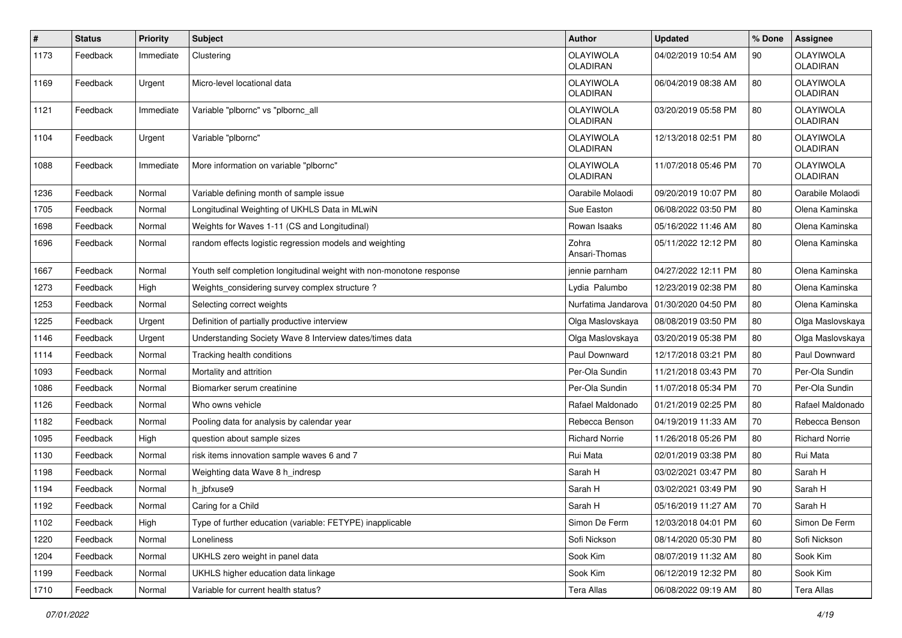| # | Status | Priority | Subject | Author | Updated | % Done | Assignee |
|---|---|---|---|---|---|---|---|
| 1173 | Feedback | Immediate | Clustering | OLAYIWOLA OLADIRAN | 04/02/2019 10:54 AM | 90 | OLAYIWOLA OLADIRAN |
| 1169 | Feedback | Urgent | Micro-level locational data | OLAYIWOLA OLADIRAN | 06/04/2019 08:38 AM | 80 | OLAYIWOLA OLADIRAN |
| 1121 | Feedback | Immediate | Variable "plbornc" vs "plbornc_all | OLAYIWOLA OLADIRAN | 03/20/2019 05:58 PM | 80 | OLAYIWOLA OLADIRAN |
| 1104 | Feedback | Urgent | Variable "plbornc" | OLAYIWOLA OLADIRAN | 12/13/2018 02:51 PM | 80 | OLAYIWOLA OLADIRAN |
| 1088 | Feedback | Immediate | More information on variable "plbornc" | OLAYIWOLA OLADIRAN | 11/07/2018 05:46 PM | 70 | OLAYIWOLA OLADIRAN |
| 1236 | Feedback | Normal | Variable defining month of sample issue | Oarabile Molaodi | 09/20/2019 10:07 PM | 80 | Oarabile Molaodi |
| 1705 | Feedback | Normal | Longitudinal Weighting of UKHLS Data in MLwiN | Sue Easton | 06/08/2022 03:50 PM | 80 | Olena Kaminska |
| 1698 | Feedback | Normal | Weights for Waves 1-11 (CS and Longitudinal) | Rowan Isaaks | 05/16/2022 11:46 AM | 80 | Olena Kaminska |
| 1696 | Feedback | Normal | random effects logistic regression models and weighting | Zohra Ansari-Thomas | 05/11/2022 12:12 PM | 80 | Olena Kaminska |
| 1667 | Feedback | Normal | Youth self completion longitudinal weight with non-monotone response | jennie parnham | 04/27/2022 12:11 PM | 80 | Olena Kaminska |
| 1273 | Feedback | High | Weights_considering survey complex structure ? | Lydia Palumbo | 12/23/2019 02:38 PM | 80 | Olena Kaminska |
| 1253 | Feedback | Normal | Selecting correct weights | Nurfatima Jandarova | 01/30/2020 04:50 PM | 80 | Olena Kaminska |
| 1225 | Feedback | Urgent | Definition of partially productive interview | Olga Maslovskaya | 08/08/2019 03:50 PM | 80 | Olga Maslovskaya |
| 1146 | Feedback | Urgent | Understanding Society Wave 8 Interview dates/times data | Olga Maslovskaya | 03/20/2019 05:38 PM | 80 | Olga Maslovskaya |
| 1114 | Feedback | Normal | Tracking health conditions | Paul Downward | 12/17/2018 03:21 PM | 80 | Paul Downward |
| 1093 | Feedback | Normal | Mortality and attrition | Per-Ola Sundin | 11/21/2018 03:43 PM | 70 | Per-Ola Sundin |
| 1086 | Feedback | Normal | Biomarker serum creatinine | Per-Ola Sundin | 11/07/2018 05:34 PM | 70 | Per-Ola Sundin |
| 1126 | Feedback | Normal | Who owns vehicle | Rafael Maldonado | 01/21/2019 02:25 PM | 80 | Rafael Maldonado |
| 1182 | Feedback | Normal | Pooling data for analysis by calendar year | Rebecca Benson | 04/19/2019 11:33 AM | 70 | Rebecca Benson |
| 1095 | Feedback | High | question about sample sizes | Richard Norrie | 11/26/2018 05:26 PM | 80 | Richard Norrie |
| 1130 | Feedback | Normal | risk items innovation sample waves 6 and 7 | Rui Mata | 02/01/2019 03:38 PM | 80 | Rui Mata |
| 1198 | Feedback | Normal | Weighting data Wave 8 h_indresp | Sarah H | 03/02/2021 03:47 PM | 80 | Sarah H |
| 1194 | Feedback | Normal | h_jbfxuse9 | Sarah H | 03/02/2021 03:49 PM | 90 | Sarah H |
| 1192 | Feedback | Normal | Caring for a Child | Sarah H | 05/16/2019 11:27 AM | 70 | Sarah H |
| 1102 | Feedback | High | Type of further education (variable: FETYPE) inapplicable | Simon De Ferm | 12/03/2018 04:01 PM | 60 | Simon De Ferm |
| 1220 | Feedback | Normal | Loneliness | Sofi Nickson | 08/14/2020 05:30 PM | 80 | Sofi Nickson |
| 1204 | Feedback | Normal | UKHLS zero weight in panel data | Sook Kim | 08/07/2019 11:32 AM | 80 | Sook Kim |
| 1199 | Feedback | Normal | UKHLS higher education data linkage | Sook Kim | 06/12/2019 12:32 PM | 80 | Sook Kim |
| 1710 | Feedback | Normal | Variable for current health status? | Tera Allas | 06/08/2022 09:19 AM | 80 | Tera Allas |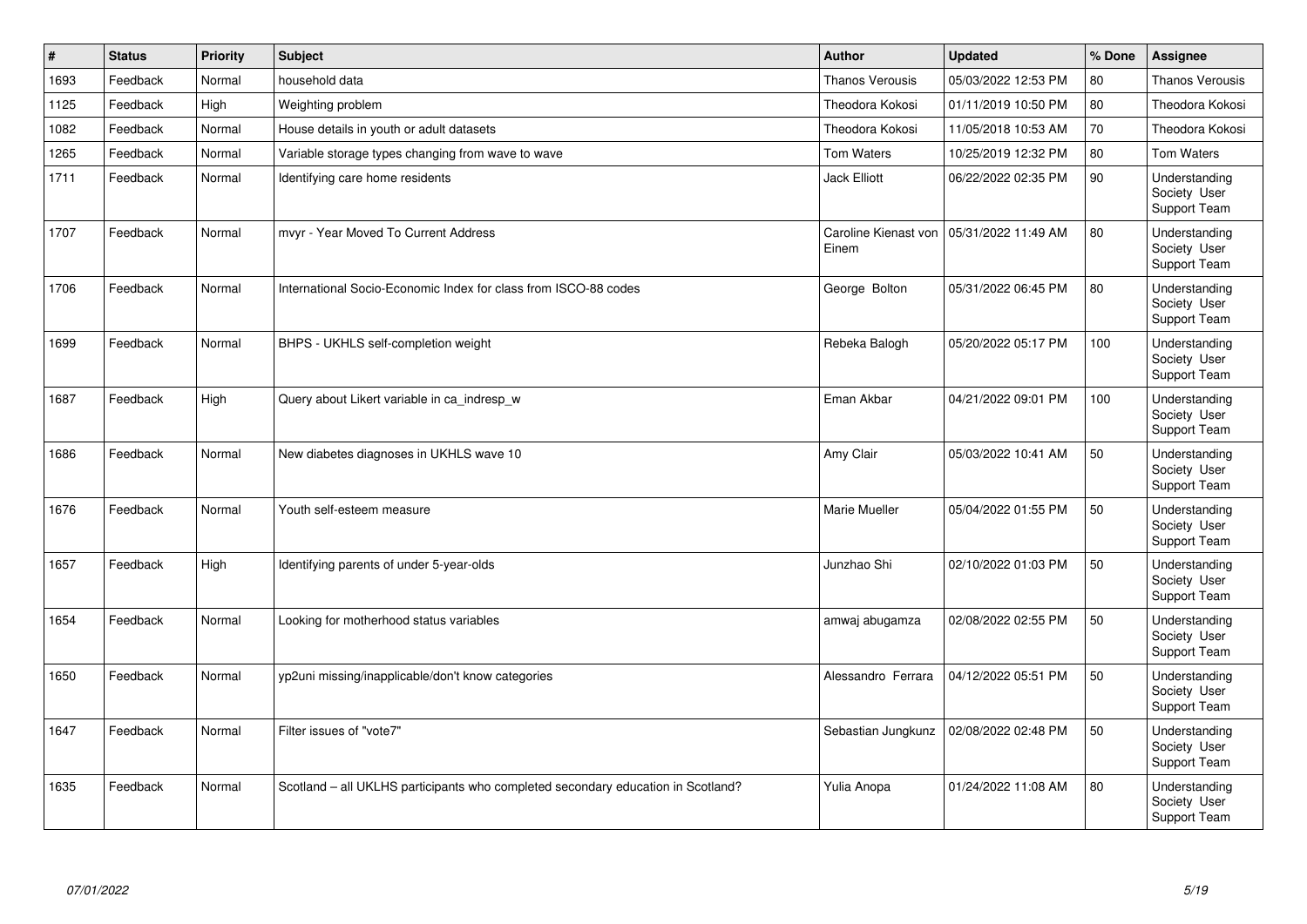| # | Status | Priority | Subject | Author | Updated | % Done | Assignee |
| --- | --- | --- | --- | --- | --- | --- | --- |
| 1693 | Feedback | Normal | household data | Thanos Verousis | 05/03/2022 12:53 PM | 80 | Thanos Verousis |
| 1125 | Feedback | High | Weighting problem | Theodora Kokosi | 01/11/2019 10:50 PM | 80 | Theodora Kokosi |
| 1082 | Feedback | Normal | House details in youth or adult datasets | Theodora Kokosi | 11/05/2018 10:53 AM | 70 | Theodora Kokosi |
| 1265 | Feedback | Normal | Variable storage types changing from wave to wave | Tom Waters | 10/25/2019 12:32 PM | 80 | Tom Waters |
| 1711 | Feedback | Normal | Identifying care home residents | Jack Elliott | 06/22/2022 02:35 PM | 90 | Understanding Society User Support Team |
| 1707 | Feedback | Normal | mvyr - Year Moved To Current Address | Caroline Kienast von Einem | 05/31/2022 11:49 AM | 80 | Understanding Society User Support Team |
| 1706 | Feedback | Normal | International Socio-Economic Index for class from ISCO-88 codes | George Bolton | 05/31/2022 06:45 PM | 80 | Understanding Society User Support Team |
| 1699 | Feedback | Normal | BHPS - UKHLS self-completion weight | Rebeka Balogh | 05/20/2022 05:17 PM | 100 | Understanding Society User Support Team |
| 1687 | Feedback | High | Query about Likert variable in ca_indresp_w | Eman Akbar | 04/21/2022 09:01 PM | 100 | Understanding Society User Support Team |
| 1686 | Feedback | Normal | New diabetes diagnoses in UKHLS wave 10 | Amy Clair | 05/03/2022 10:41 AM | 50 | Understanding Society User Support Team |
| 1676 | Feedback | Normal | Youth self-esteem measure | Marie Mueller | 05/04/2022 01:55 PM | 50 | Understanding Society User Support Team |
| 1657 | Feedback | High | Identifying parents of under 5-year-olds | Junzhao Shi | 02/10/2022 01:03 PM | 50 | Understanding Society User Support Team |
| 1654 | Feedback | Normal | Looking for motherhood status variables | amwaj abugamza | 02/08/2022 02:55 PM | 50 | Understanding Society User Support Team |
| 1650 | Feedback | Normal | yp2uni missing/inapplicable/don't know categories | Alessandro Ferrara | 04/12/2022 05:51 PM | 50 | Understanding Society User Support Team |
| 1647 | Feedback | Normal | Filter issues of "vote7" | Sebastian Jungkunz | 02/08/2022 02:48 PM | 50 | Understanding Society User Support Team |
| 1635 | Feedback | Normal | Scotland – all UKLHS participants who completed secondary education in Scotland? | Yulia Anopa | 01/24/2022 11:08 AM | 80 | Understanding Society User Support Team |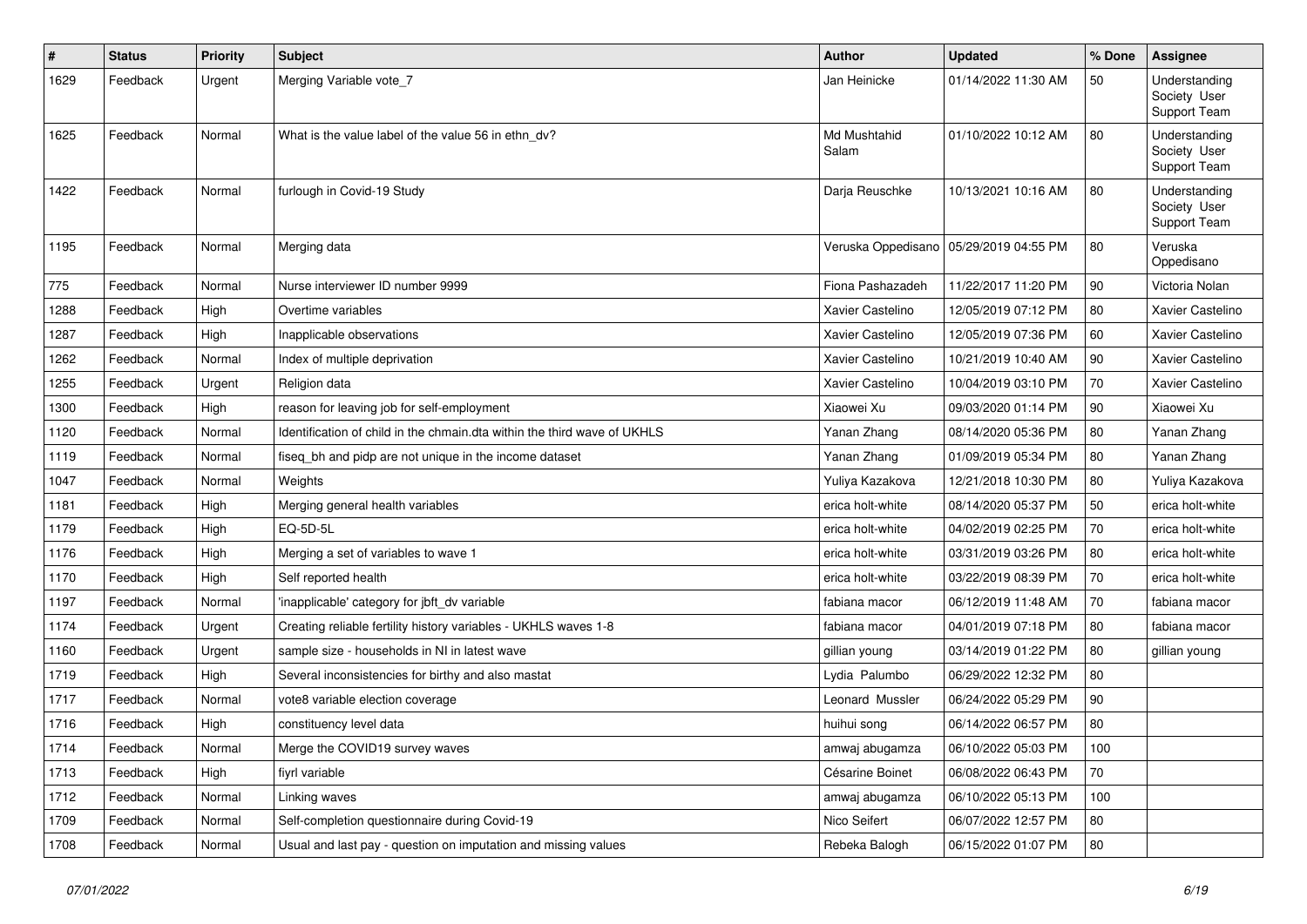| # | Status | Priority | Subject | Author | Updated | % Done | Assignee |
|---|---|---|---|---|---|---|---|
| 1629 | Feedback | Urgent | Merging Variable vote_7 | Jan Heinicke | 01/14/2022 11:30 AM | 50 | Understanding Society User Support Team |
| 1625 | Feedback | Normal | What is the value label of the value 56 in ethn_dv? | Md Mushtahid Salam | 01/10/2022 10:12 AM | 80 | Understanding Society User Support Team |
| 1422 | Feedback | Normal | furlough in Covid-19 Study | Darja Reuschke | 10/13/2021 10:16 AM | 80 | Understanding Society User Support Team |
| 1195 | Feedback | Normal | Merging data | Veruska Oppedisano | 05/29/2019 04:55 PM | 80 | Veruska Oppedisano |
| 775 | Feedback | Normal | Nurse interviewer ID number 9999 | Fiona Pashazadeh | 11/22/2017 11:20 PM | 90 | Victoria Nolan |
| 1288 | Feedback | High | Overtime variables | Xavier Castelino | 12/05/2019 07:12 PM | 80 | Xavier Castelino |
| 1287 | Feedback | High | Inapplicable observations | Xavier Castelino | 12/05/2019 07:36 PM | 60 | Xavier Castelino |
| 1262 | Feedback | Normal | Index of multiple deprivation | Xavier Castelino | 10/21/2019 10:40 AM | 90 | Xavier Castelino |
| 1255 | Feedback | Urgent | Religion data | Xavier Castelino | 10/04/2019 03:10 PM | 70 | Xavier Castelino |
| 1300 | Feedback | High | reason for leaving job for self-employment | Xiaowei Xu | 09/03/2020 01:14 PM | 90 | Xiaowei Xu |
| 1120 | Feedback | Normal | Identification of child in the chmain.dta within the third wave of UKHLS | Yanan Zhang | 08/14/2020 05:36 PM | 80 | Yanan Zhang |
| 1119 | Feedback | Normal | fiseq_bh and pidp are not unique in the income dataset | Yanan Zhang | 01/09/2019 05:34 PM | 80 | Yanan Zhang |
| 1047 | Feedback | Normal | Weights | Yuliya Kazakova | 12/21/2018 10:30 PM | 80 | Yuliya Kazakova |
| 1181 | Feedback | High | Merging general health variables | erica holt-white | 08/14/2020 05:37 PM | 50 | erica holt-white |
| 1179 | Feedback | High | EQ-5D-5L | erica holt-white | 04/02/2019 02:25 PM | 70 | erica holt-white |
| 1176 | Feedback | High | Merging a set of variables to wave 1 | erica holt-white | 03/31/2019 03:26 PM | 80 | erica holt-white |
| 1170 | Feedback | High | Self reported health | erica holt-white | 03/22/2019 08:39 PM | 70 | erica holt-white |
| 1197 | Feedback | Normal | 'inapplicable' category for jbft_dv variable | fabiana macor | 06/12/2019 11:48 AM | 70 | fabiana macor |
| 1174 | Feedback | Urgent | Creating reliable fertility history variables - UKHLS waves 1-8 | fabiana macor | 04/01/2019 07:18 PM | 80 | fabiana macor |
| 1160 | Feedback | Urgent | sample size - households in NI in latest wave | gillian young | 03/14/2019 01:22 PM | 80 | gillian young |
| 1719 | Feedback | High | Several inconsistencies for birthy and also mastat | Lydia Palumbo | 06/29/2022 12:32 PM | 80 | |
| 1717 | Feedback | Normal | vote8 variable election coverage | Leonard Mussler | 06/24/2022 05:29 PM | 90 | |
| 1716 | Feedback | High | constituency level data | huihui song | 06/14/2022 06:57 PM | 80 | |
| 1714 | Feedback | Normal | Merge the COVID19 survey waves | amwaj abugamza | 06/10/2022 05:03 PM | 100 | |
| 1713 | Feedback | High | fiyrl variable | Césarine Boinet | 06/08/2022 06:43 PM | 70 | |
| 1712 | Feedback | Normal | Linking waves | amwaj abugamza | 06/10/2022 05:13 PM | 100 | |
| 1709 | Feedback | Normal | Self-completion questionnaire during Covid-19 | Nico Seifert | 06/07/2022 12:57 PM | 80 | |
| 1708 | Feedback | Normal | Usual and last pay - question on imputation and missing values | Rebeka Balogh | 06/15/2022 01:07 PM | 80 | |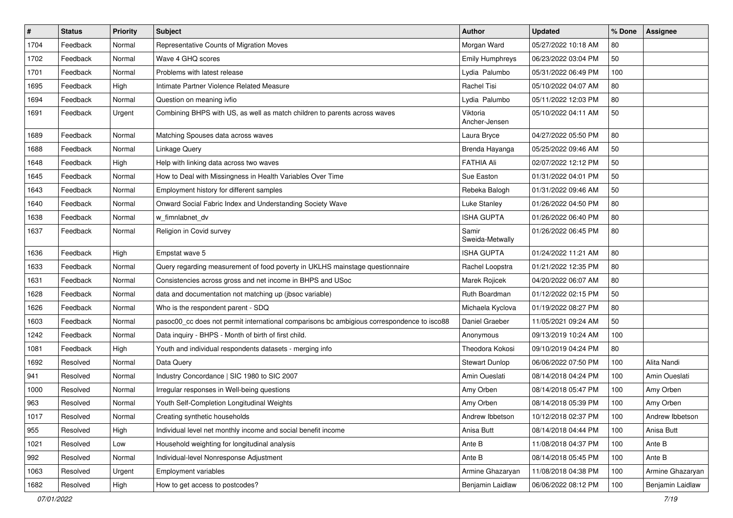| # | Status | Priority | Subject | Author | Updated | % Done | Assignee |
|---|---|---|---|---|---|---|---|
| 1704 | Feedback | Normal | Representative Counts of Migration Moves | Morgan Ward | 05/27/2022 10:18 AM | 80 | |
| 1702 | Feedback | Normal | Wave 4 GHQ scores | Emily Humphreys | 06/23/2022 03:04 PM | 50 | |
| 1701 | Feedback | Normal | Problems with latest release | Lydia Palumbo | 05/31/2022 06:49 PM | 100 | |
| 1695 | Feedback | High | Intimate Partner Violence Related Measure | Rachel Tisi | 05/10/2022 04:07 AM | 80 | |
| 1694 | Feedback | Normal | Question on meaning ivfio | Lydia Palumbo | 05/11/2022 12:03 PM | 80 | |
| 1691 | Feedback | Urgent | Combining BHPS with US, as well as match children to parents across waves | Viktoria Ancher-Jensen | 05/10/2022 04:11 AM | 50 | |
| 1689 | Feedback | Normal | Matching Spouses data across waves | Laura Bryce | 04/27/2022 05:50 PM | 80 | |
| 1688 | Feedback | Normal | Linkage Query | Brenda Hayanga | 05/25/2022 09:46 AM | 50 | |
| 1648 | Feedback | High | Help with linking data across two waves | FATHIA Ali | 02/07/2022 12:12 PM | 50 | |
| 1645 | Feedback | Normal | How to Deal with Missingness in Health Variables Over Time | Sue Easton | 01/31/2022 04:01 PM | 50 | |
| 1643 | Feedback | Normal | Employment history for different samples | Rebeka Balogh | 01/31/2022 09:46 AM | 50 | |
| 1640 | Feedback | Normal | Onward Social Fabric Index and Understanding Society Wave | Luke Stanley | 01/26/2022 04:50 PM | 80 | |
| 1638 | Feedback | Normal | w_fimnlabnet_dv | ISHA GUPTA | 01/26/2022 06:40 PM | 80 | |
| 1637 | Feedback | Normal | Religion in Covid survey | Samir Sweida-Metwally | 01/26/2022 06:45 PM | 80 | |
| 1636 | Feedback | High | Empstat wave 5 | ISHA GUPTA | 01/24/2022 11:21 AM | 80 | |
| 1633 | Feedback | Normal | Query regarding measurement of food poverty in UKLHS mainstage questionnaire | Rachel Loopstra | 01/21/2022 12:35 PM | 80 | |
| 1631 | Feedback | Normal | Consistencies across gross and net income in BHPS and USoc | Marek Rojicek | 04/20/2022 06:07 AM | 80 | |
| 1628 | Feedback | Normal | data and documentation not matching up (jbsoc variable) | Ruth Boardman | 01/12/2022 02:15 PM | 50 | |
| 1626 | Feedback | Normal | Who is the respondent parent - SDQ | Michaela Kyclova | 01/19/2022 08:27 PM | 80 | |
| 1603 | Feedback | Normal | pasoc00_cc does not permit international comparisons bc ambigious correspondence to isco88 | Daniel Graeber | 11/05/2021 09:24 AM | 50 | |
| 1242 | Feedback | Normal | Data inquiry - BHPS - Month of birth of first child. | Anonymous | 09/13/2019 10:24 AM | 100 | |
| 1081 | Feedback | High | Youth and individual respondents datasets - merging info | Theodora Kokosi | 09/10/2019 04:24 PM | 80 | |
| 1692 | Resolved | Normal | Data Query | Stewart Dunlop | 06/06/2022 07:50 PM | 100 | Alita Nandi |
| 941 | Resolved | Normal | Industry Concordance \| SIC 1980 to SIC 2007 | Amin Oueslati | 08/14/2018 04:24 PM | 100 | Amin Oueslati |
| 1000 | Resolved | Normal | Irregular responses in Well-being questions | Amy Orben | 08/14/2018 05:47 PM | 100 | Amy Orben |
| 963 | Resolved | Normal | Youth Self-Completion Longitudinal Weights | Amy Orben | 08/14/2018 05:39 PM | 100 | Amy Orben |
| 1017 | Resolved | Normal | Creating synthetic households | Andrew Ibbetson | 10/12/2018 02:37 PM | 100 | Andrew Ibbetson |
| 955 | Resolved | High | Individual level net monthly income and social benefit income | Anisa Butt | 08/14/2018 04:44 PM | 100 | Anisa Butt |
| 1021 | Resolved | Low | Household weighting for longitudinal analysis | Ante B | 11/08/2018 04:37 PM | 100 | Ante B |
| 992 | Resolved | Normal | Individual-level Nonresponse Adjustment | Ante B | 08/14/2018 05:45 PM | 100 | Ante B |
| 1063 | Resolved | Urgent | Employment variables | Armine Ghazaryan | 11/08/2018 04:38 PM | 100 | Armine Ghazaryan |
| 1682 | Resolved | High | How to get access to postcodes? | Benjamin Laidlaw | 06/06/2022 08:12 PM | 100 | Benjamin Laidlaw |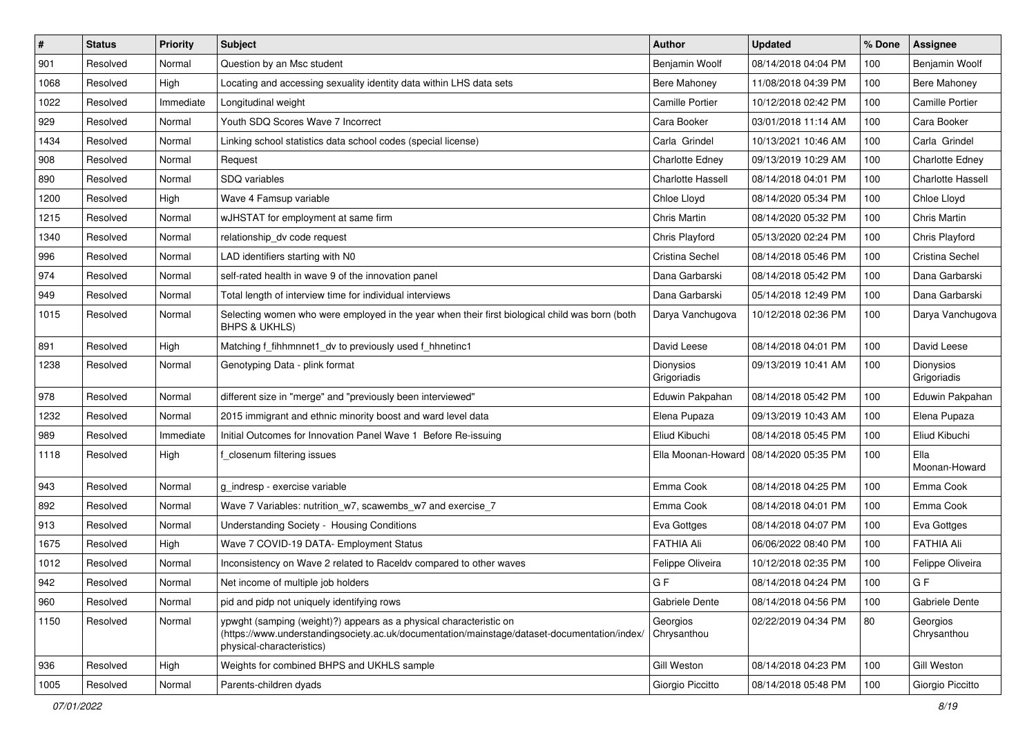| # | Status | Priority | Subject | Author | Updated | % Done | Assignee |
|---|---|---|---|---|---|---|---|
| 901 | Resolved | Normal | Question by an Msc student | Benjamin Woolf | 08/14/2018 04:04 PM | 100 | Benjamin Woolf |
| 1068 | Resolved | High | Locating and accessing sexuality identity data within LHS data sets | Bere Mahoney | 11/08/2018 04:39 PM | 100 | Bere Mahoney |
| 1022 | Resolved | Immediate | Longitudinal weight | Camille Portier | 10/12/2018 02:42 PM | 100 | Camille Portier |
| 929 | Resolved | Normal | Youth SDQ Scores Wave 7 Incorrect | Cara Booker | 03/01/2018 11:14 AM | 100 | Cara Booker |
| 1434 | Resolved | Normal | Linking school statistics data school codes (special license) | Carla Grindel | 10/13/2021 10:46 AM | 100 | Carla Grindel |
| 908 | Resolved | Normal | Request | Charlotte Edney | 09/13/2019 10:29 AM | 100 | Charlotte Edney |
| 890 | Resolved | Normal | SDQ variables | Charlotte Hassell | 08/14/2018 04:01 PM | 100 | Charlotte Hassell |
| 1200 | Resolved | High | Wave 4 Famsup variable | Chloe Lloyd | 08/14/2020 05:34 PM | 100 | Chloe Lloyd |
| 1215 | Resolved | Normal | wJHSTAT for employment at same firm | Chris Martin | 08/14/2020 05:32 PM | 100 | Chris Martin |
| 1340 | Resolved | Normal | relationship_dv code request | Chris Playford | 05/13/2020 02:24 PM | 100 | Chris Playford |
| 996 | Resolved | Normal | LAD identifiers starting with N0 | Cristina Sechel | 08/14/2018 05:46 PM | 100 | Cristina Sechel |
| 974 | Resolved | Normal | self-rated health in wave 9 of the innovation panel | Dana Garbarski | 08/14/2018 05:42 PM | 100 | Dana Garbarski |
| 949 | Resolved | Normal | Total length of interview time for individual interviews | Dana Garbarski | 05/14/2018 12:49 PM | 100 | Dana Garbarski |
| 1015 | Resolved | Normal | Selecting women who were employed in the year when their first biological child was born (both BHPS & UKHLS) | Darya Vanchugova | 10/12/2018 02:36 PM | 100 | Darya Vanchugova |
| 891 | Resolved | High | Matching f_fihhmnnet1_dv to previously used f_hhnetinc1 | David Leese | 08/14/2018 04:01 PM | 100 | David Leese |
| 1238 | Resolved | Normal | Genotyping Data - plink format | Dionysios Grigoriadis | 09/13/2019 10:41 AM | 100 | Dionysios Grigoriadis |
| 978 | Resolved | Normal | different size in "merge" and "previously been interviewed" | Eduwin Pakpahan | 08/14/2018 05:42 PM | 100 | Eduwin Pakpahan |
| 1232 | Resolved | Normal | 2015 immigrant and ethnic minority boost and ward level data | Elena Pupaza | 09/13/2019 10:43 AM | 100 | Elena Pupaza |
| 989 | Resolved | Immediate | Initial Outcomes for Innovation Panel Wave 1 Before Re-issuing | Eliud Kibuchi | 08/14/2018 05:45 PM | 100 | Eliud Kibuchi |
| 1118 | Resolved | High | f_closenum filtering issues | Ella Moonan-Howard | 08/14/2020 05:35 PM | 100 | Ella Moonan-Howard |
| 943 | Resolved | Normal | g_indresp - exercise variable | Emma Cook | 08/14/2018 04:25 PM | 100 | Emma Cook |
| 892 | Resolved | Normal | Wave 7 Variables: nutrition_w7, scawembs_w7 and exercise_7 | Emma Cook | 08/14/2018 04:01 PM | 100 | Emma Cook |
| 913 | Resolved | Normal | Understanding Society - Housing Conditions | Eva Gottges | 08/14/2018 04:07 PM | 100 | Eva Gottges |
| 1675 | Resolved | High | Wave 7 COVID-19 DATA- Employment Status | FATHIA Ali | 06/06/2022 08:40 PM | 100 | FATHIA Ali |
| 1012 | Resolved | Normal | Inconsistency on Wave 2 related to Raceldv compared to other waves | Felippe Oliveira | 10/12/2018 02:35 PM | 100 | Felippe Oliveira |
| 942 | Resolved | Normal | Net income of multiple job holders | G F | 08/14/2018 04:24 PM | 100 | G F |
| 960 | Resolved | Normal | pid and pidp not uniquely identifying rows | Gabriele Dente | 08/14/2018 04:56 PM | 100 | Gabriele Dente |
| 1150 | Resolved | Normal | ypwght (samping (weight)?) appears as a physical characteristic on (https://www.understandingsociety.ac.uk/documentation/mainstage/dataset-documentation/index/physical-characteristics) | Georgios Chrysanthou | 02/22/2019 04:34 PM | 80 | Georgios Chrysanthou |
| 936 | Resolved | High | Weights for combined BHPS and UKHLS sample | Gill Weston | 08/14/2018 04:23 PM | 100 | Gill Weston |
| 1005 | Resolved | Normal | Parents-children dyads | Giorgio Piccitto | 08/14/2018 05:48 PM | 100 | Giorgio Piccitto |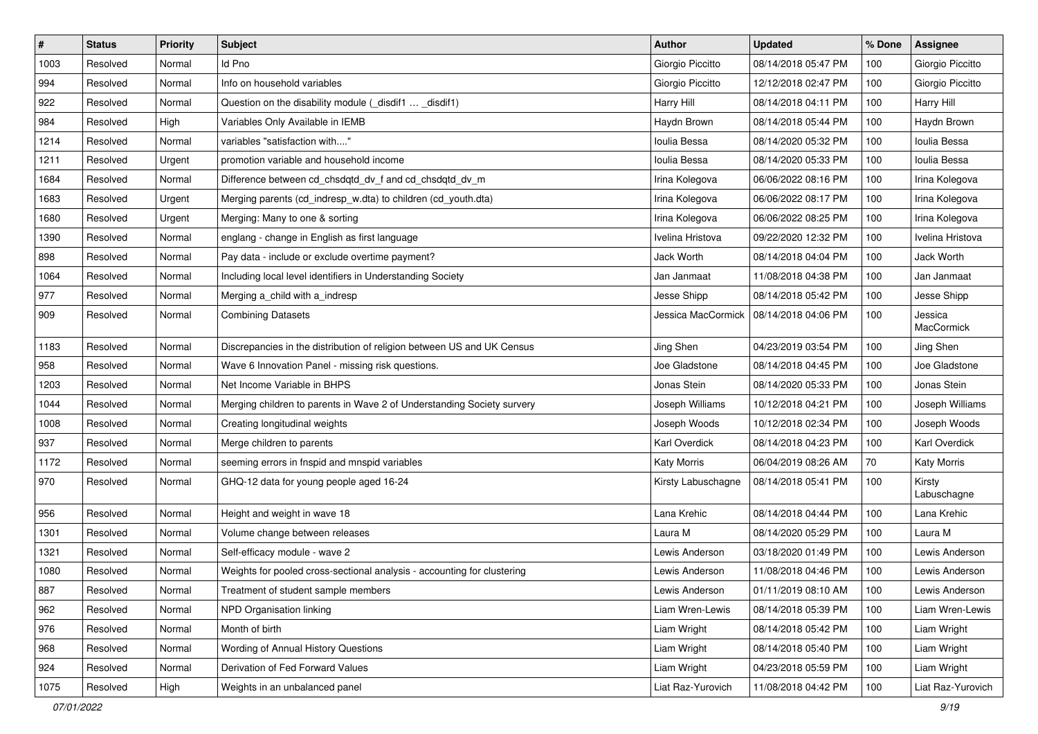| # | Status | Priority | Subject | Author | Updated | % Done | Assignee |
|---|---|---|---|---|---|---|---|
| 1003 | Resolved | Normal | Id Pno | Giorgio Piccitto | 08/14/2018 05:47 PM | 100 | Giorgio Piccitto |
| 994 | Resolved | Normal | Info on household variables | Giorgio Piccitto | 12/12/2018 02:47 PM | 100 | Giorgio Piccitto |
| 922 | Resolved | Normal | Question on the disability module (_disdif1 … _disdif1) | Harry Hill | 08/14/2018 04:11 PM | 100 | Harry Hill |
| 984 | Resolved | High | Variables Only Available in IEMB | Haydn Brown | 08/14/2018 05:44 PM | 100 | Haydn Brown |
| 1214 | Resolved | Normal | variables "satisfaction with...." | Ioulia Bessa | 08/14/2020 05:32 PM | 100 | Ioulia Bessa |
| 1211 | Resolved | Urgent | promotion variable and household income | Ioulia Bessa | 08/14/2020 05:33 PM | 100 | Ioulia Bessa |
| 1684 | Resolved | Normal | Difference between cd_chsdqtd_dv_f and cd_chsdqtd_dv_m | Irina Kolegova | 06/06/2022 08:16 PM | 100 | Irina Kolegova |
| 1683 | Resolved | Urgent | Merging parents (cd_indresp_w.dta) to children (cd_youth.dta) | Irina Kolegova | 06/06/2022 08:17 PM | 100 | Irina Kolegova |
| 1680 | Resolved | Urgent | Merging: Many to one & sorting | Irina Kolegova | 06/06/2022 08:25 PM | 100 | Irina Kolegova |
| 1390 | Resolved | Normal | englang - change in English as first language | Ivelina Hristova | 09/22/2020 12:32 PM | 100 | Ivelina Hristova |
| 898 | Resolved | Normal | Pay data - include or exclude overtime payment? | Jack Worth | 08/14/2018 04:04 PM | 100 | Jack Worth |
| 1064 | Resolved | Normal | Including local level identifiers in Understanding Society | Jan Janmaat | 11/08/2018 04:38 PM | 100 | Jan Janmaat |
| 977 | Resolved | Normal | Merging a_child with a_indresp | Jesse Shipp | 08/14/2018 05:42 PM | 100 | Jesse Shipp |
| 909 | Resolved | Normal | Combining Datasets | Jessica MacCormick | 08/14/2018 04:06 PM | 100 | Jessica MacCormick |
| 1183 | Resolved | Normal | Discrepancies in the distribution of religion between US and UK Census | Jing Shen | 04/23/2019 03:54 PM | 100 | Jing Shen |
| 958 | Resolved | Normal | Wave 6 Innovation Panel - missing risk questions. | Joe Gladstone | 08/14/2018 04:45 PM | 100 | Joe Gladstone |
| 1203 | Resolved | Normal | Net Income Variable in BHPS | Jonas Stein | 08/14/2020 05:33 PM | 100 | Jonas Stein |
| 1044 | Resolved | Normal | Merging children to parents in Wave 2 of Understanding Society survery | Joseph Williams | 10/12/2018 04:21 PM | 100 | Joseph Williams |
| 1008 | Resolved | Normal | Creating longitudinal weights | Joseph Woods | 10/12/2018 02:34 PM | 100 | Joseph Woods |
| 937 | Resolved | Normal | Merge children to parents | Karl Overdick | 08/14/2018 04:23 PM | 100 | Karl Overdick |
| 1172 | Resolved | Normal | seeming errors in fnspid and mnspid variables | Katy Morris | 06/04/2019 08:26 AM | 70 | Katy Morris |
| 970 | Resolved | Normal | GHQ-12 data for young people aged 16-24 | Kirsty Labuschagne | 08/14/2018 05:41 PM | 100 | Kirsty Labuschagne |
| 956 | Resolved | Normal | Height and weight in wave 18 | Lana Krehic | 08/14/2018 04:44 PM | 100 | Lana Krehic |
| 1301 | Resolved | Normal | Volume change between releases | Laura M | 08/14/2020 05:29 PM | 100 | Laura M |
| 1321 | Resolved | Normal | Self-efficacy module - wave 2 | Lewis Anderson | 03/18/2020 01:49 PM | 100 | Lewis Anderson |
| 1080 | Resolved | Normal | Weights for pooled cross-sectional analysis - accounting for clustering | Lewis Anderson | 11/08/2018 04:46 PM | 100 | Lewis Anderson |
| 887 | Resolved | Normal | Treatment of student sample members | Lewis Anderson | 01/11/2019 08:10 AM | 100 | Lewis Anderson |
| 962 | Resolved | Normal | NPD Organisation linking | Liam Wren-Lewis | 08/14/2018 05:39 PM | 100 | Liam Wren-Lewis |
| 976 | Resolved | Normal | Month of birth | Liam Wright | 08/14/2018 05:42 PM | 100 | Liam Wright |
| 968 | Resolved | Normal | Wording of Annual History Questions | Liam Wright | 08/14/2018 05:40 PM | 100 | Liam Wright |
| 924 | Resolved | Normal | Derivation of Fed Forward Values | Liam Wright | 04/23/2018 05:59 PM | 100 | Liam Wright |
| 1075 | Resolved | High | Weights in an unbalanced panel | Liat Raz-Yurovich | 11/08/2018 04:42 PM | 100 | Liat Raz-Yurovich |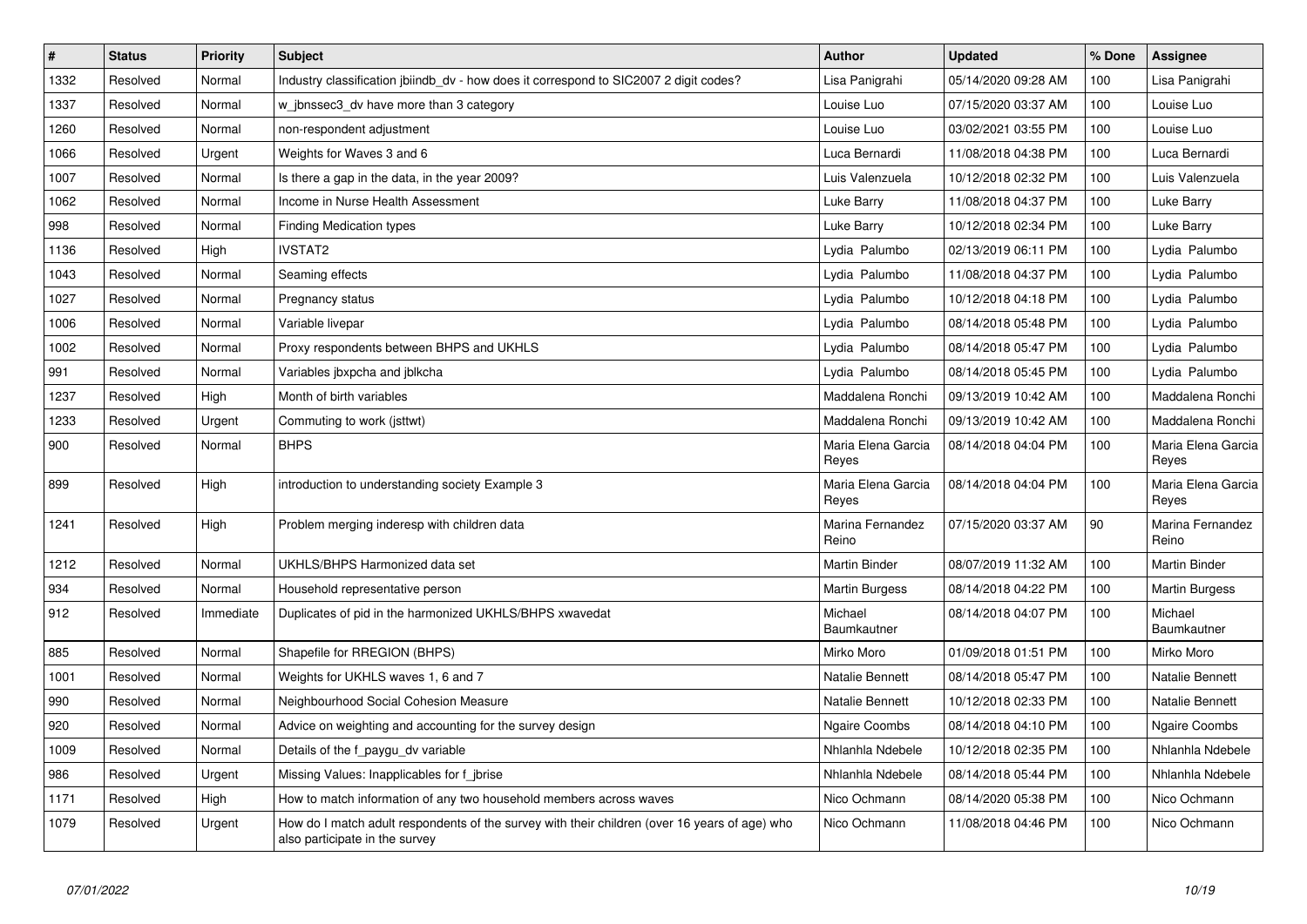| # | Status | Priority | Subject | Author | Updated | % Done | Assignee |
|---|---|---|---|---|---|---|---|
| 1332 | Resolved | Normal | Industry classification jbiindb_dv - how does it correspond to SIC2007 2 digit codes? | Lisa Panigrahi | 05/14/2020 09:28 AM | 100 | Lisa Panigrahi |
| 1337 | Resolved | Normal | w_jbnssec3_dv have more than 3 category | Louise Luo | 07/15/2020 03:37 AM | 100 | Louise Luo |
| 1260 | Resolved | Normal | non-respondent adjustment | Louise Luo | 03/02/2021 03:55 PM | 100 | Louise Luo |
| 1066 | Resolved | Urgent | Weights for Waves 3 and 6 | Luca Bernardi | 11/08/2018 04:38 PM | 100 | Luca Bernardi |
| 1007 | Resolved | Normal | Is there a gap in the data, in the year 2009? | Luis Valenzuela | 10/12/2018 02:32 PM | 100 | Luis Valenzuela |
| 1062 | Resolved | Normal | Income in Nurse Health Assessment | Luke Barry | 11/08/2018 04:37 PM | 100 | Luke Barry |
| 998 | Resolved | Normal | Finding Medication types | Luke Barry | 10/12/2018 02:34 PM | 100 | Luke Barry |
| 1136 | Resolved | High | IVSTAT2 | Lydia Palumbo | 02/13/2019 06:11 PM | 100 | Lydia Palumbo |
| 1043 | Resolved | Normal | Seaming effects | Lydia Palumbo | 11/08/2018 04:37 PM | 100 | Lydia Palumbo |
| 1027 | Resolved | Normal | Pregnancy status | Lydia Palumbo | 10/12/2018 04:18 PM | 100 | Lydia Palumbo |
| 1006 | Resolved | Normal | Variable livepar | Lydia Palumbo | 08/14/2018 05:48 PM | 100 | Lydia Palumbo |
| 1002 | Resolved | Normal | Proxy respondents between BHPS and UKHLS | Lydia Palumbo | 08/14/2018 05:47 PM | 100 | Lydia Palumbo |
| 991 | Resolved | Normal | Variables jbxpcha and jblkcha | Lydia Palumbo | 08/14/2018 05:45 PM | 100 | Lydia Palumbo |
| 1237 | Resolved | High | Month of birth variables | Maddalena Ronchi | 09/13/2019 10:42 AM | 100 | Maddalena Ronchi |
| 1233 | Resolved | Urgent | Commuting to work (jsttwt) | Maddalena Ronchi | 09/13/2019 10:42 AM | 100 | Maddalena Ronchi |
| 900 | Resolved | Normal | BHPS | Maria Elena Garcia Reyes | 08/14/2018 04:04 PM | 100 | Maria Elena Garcia Reyes |
| 899 | Resolved | High | introduction to understanding society Example 3 | Maria Elena Garcia Reyes | 08/14/2018 04:04 PM | 100 | Maria Elena Garcia Reyes |
| 1241 | Resolved | High | Problem merging inderesp with children data | Marina Fernandez Reino | 07/15/2020 03:37 AM | 90 | Marina Fernandez Reino |
| 1212 | Resolved | Normal | UKHLS/BHPS Harmonized data set | Martin Binder | 08/07/2019 11:32 AM | 100 | Martin Binder |
| 934 | Resolved | Normal | Household representative person | Martin Burgess | 08/14/2018 04:22 PM | 100 | Martin Burgess |
| 912 | Resolved | Immediate | Duplicates of pid in the harmonized UKHLS/BHPS xwavedat | Michael Baumkautner | 08/14/2018 04:07 PM | 100 | Michael Baumkautner |
| 885 | Resolved | Normal | Shapefile for RREGION (BHPS) | Mirko Moro | 01/09/2018 01:51 PM | 100 | Mirko Moro |
| 1001 | Resolved | Normal | Weights for UKHLS waves 1, 6 and 7 | Natalie Bennett | 08/14/2018 05:47 PM | 100 | Natalie Bennett |
| 990 | Resolved | Normal | Neighbourhood Social Cohesion Measure | Natalie Bennett | 10/12/2018 02:33 PM | 100 | Natalie Bennett |
| 920 | Resolved | Normal | Advice on weighting and accounting for the survey design | Ngaire Coombs | 08/14/2018 04:10 PM | 100 | Ngaire Coombs |
| 1009 | Resolved | Normal | Details of the f_paygu_dv variable | Nhlanhla Ndebele | 10/12/2018 02:35 PM | 100 | Nhlanhla Ndebele |
| 986 | Resolved | Urgent | Missing Values: Inapplicables for f_jbrise | Nhlanhla Ndebele | 08/14/2018 05:44 PM | 100 | Nhlanhla Ndebele |
| 1171 | Resolved | High | How to match information of any two household members across waves | Nico Ochmann | 08/14/2020 05:38 PM | 100 | Nico Ochmann |
| 1079 | Resolved | Urgent | How do I match adult respondents of the survey with their children (over 16 years of age) who also participate in the survey | Nico Ochmann | 11/08/2018 04:46 PM | 100 | Nico Ochmann |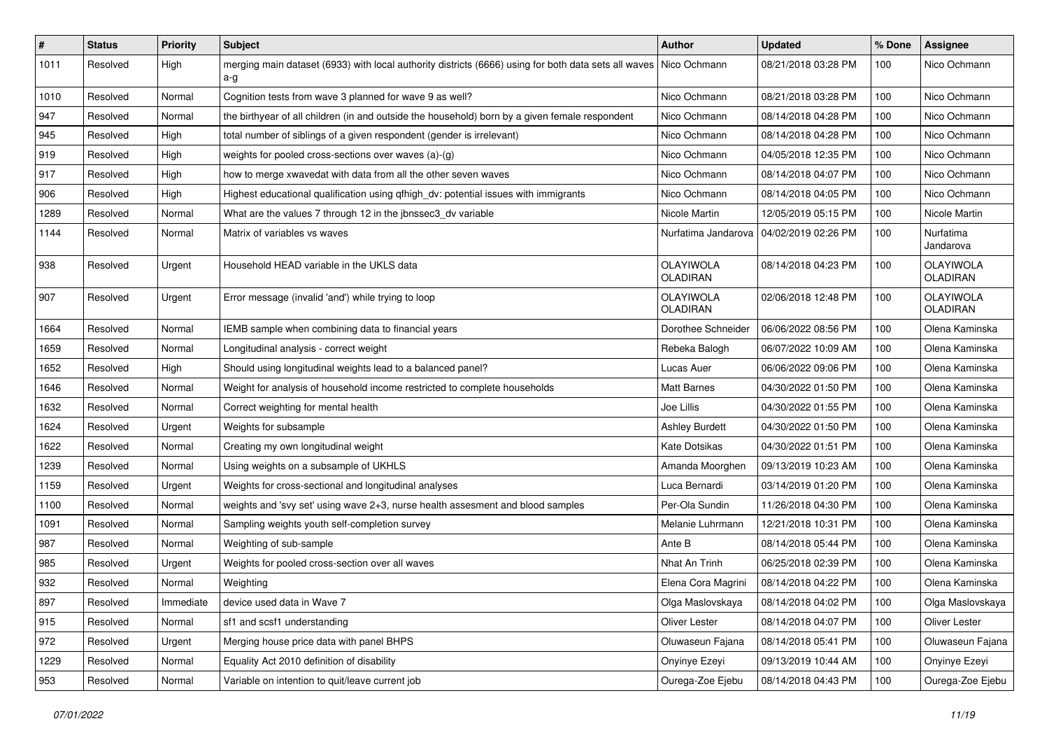| # | Status | Priority | Subject | Author | Updated | % Done | Assignee |
|---|---|---|---|---|---|---|---|
| 1011 | Resolved | High | merging main dataset (6933) with local authority districts (6666) using for both data sets all waves a-g | Nico Ochmann | 08/21/2018 03:28 PM | 100 | Nico Ochmann |
| 1010 | Resolved | Normal | Cognition tests from wave 3 planned for wave 9 as well? | Nico Ochmann | 08/21/2018 03:28 PM | 100 | Nico Ochmann |
| 947 | Resolved | Normal | the birthyear of all children (in and outside the household) born by a given female respondent | Nico Ochmann | 08/14/2018 04:28 PM | 100 | Nico Ochmann |
| 945 | Resolved | High | total number of siblings of a given respondent (gender is irrelevant) | Nico Ochmann | 08/14/2018 04:28 PM | 100 | Nico Ochmann |
| 919 | Resolved | High | weights for pooled cross-sections over waves (a)-(g) | Nico Ochmann | 04/05/2018 12:35 PM | 100 | Nico Ochmann |
| 917 | Resolved | High | how to merge xwavedat with data from all the other seven waves | Nico Ochmann | 08/14/2018 04:07 PM | 100 | Nico Ochmann |
| 906 | Resolved | High | Highest educational qualification using qfhigh_dv: potential issues with immigrants | Nico Ochmann | 08/14/2018 04:05 PM | 100 | Nico Ochmann |
| 1289 | Resolved | Normal | What are the values 7 through 12 in the jbnssec3_dv variable | Nicole Martin | 12/05/2019 05:15 PM | 100 | Nicole Martin |
| 1144 | Resolved | Normal | Matrix of variables vs waves | Nurfatima Jandarova | 04/02/2019 02:26 PM | 100 | Nurfatima Jandarova |
| 938 | Resolved | Urgent | Household HEAD variable in the UKLS data | OLAYIWOLA OLADIRAN | 08/14/2018 04:23 PM | 100 | OLAYIWOLA OLADIRAN |
| 907 | Resolved | Urgent | Error message (invalid 'and') while trying to loop | OLAYIWOLA OLADIRAN | 02/06/2018 12:48 PM | 100 | OLAYIWOLA OLADIRAN |
| 1664 | Resolved | Normal | IEMB sample when combining data to financial years | Dorothee Schneider | 06/06/2022 08:56 PM | 100 | Olena Kaminska |
| 1659 | Resolved | Normal | Longitudinal analysis - correct weight | Rebeka Balogh | 06/07/2022 10:09 AM | 100 | Olena Kaminska |
| 1652 | Resolved | High | Should using longitudinal weights lead to a balanced panel? | Lucas Auer | 06/06/2022 09:06 PM | 100 | Olena Kaminska |
| 1646 | Resolved | Normal | Weight for analysis of household income restricted to complete households | Matt Barnes | 04/30/2022 01:50 PM | 100 | Olena Kaminska |
| 1632 | Resolved | Normal | Correct weighting for mental health | Joe Lillis | 04/30/2022 01:55 PM | 100 | Olena Kaminska |
| 1624 | Resolved | Urgent | Weights for subsample | Ashley Burdett | 04/30/2022 01:50 PM | 100 | Olena Kaminska |
| 1622 | Resolved | Normal | Creating my own longitudinal weight | Kate Dotsikas | 04/30/2022 01:51 PM | 100 | Olena Kaminska |
| 1239 | Resolved | Normal | Using weights on a subsample of UKHLS | Amanda Moorghen | 09/13/2019 10:23 AM | 100 | Olena Kaminska |
| 1159 | Resolved | Urgent | Weights for cross-sectional and longitudinal analyses | Luca Bernardi | 03/14/2019 01:20 PM | 100 | Olena Kaminska |
| 1100 | Resolved | Normal | weights and 'svy set' using wave 2+3, nurse health assesment and blood samples | Per-Ola Sundin | 11/26/2018 04:30 PM | 100 | Olena Kaminska |
| 1091 | Resolved | Normal | Sampling weights youth self-completion survey | Melanie Luhrmann | 12/21/2018 10:31 PM | 100 | Olena Kaminska |
| 987 | Resolved | Normal | Weighting of sub-sample | Ante B | 08/14/2018 05:44 PM | 100 | Olena Kaminska |
| 985 | Resolved | Urgent | Weights for pooled cross-section over all waves | Nhat An Trinh | 06/25/2018 02:39 PM | 100 | Olena Kaminska |
| 932 | Resolved | Normal | Weighting | Elena Cora Magrini | 08/14/2018 04:22 PM | 100 | Olena Kaminska |
| 897 | Resolved | Immediate | device used data in Wave 7 | Olga Maslovskaya | 08/14/2018 04:02 PM | 100 | Olga Maslovskaya |
| 915 | Resolved | Normal | sf1 and scsf1 understanding | Oliver Lester | 08/14/2018 04:07 PM | 100 | Oliver Lester |
| 972 | Resolved | Urgent | Merging house price data with panel BHPS | Oluwaseun Fajana | 08/14/2018 05:41 PM | 100 | Oluwaseun Fajana |
| 1229 | Resolved | Normal | Equality Act 2010 definition of disability | Onyinye Ezeyi | 09/13/2019 10:44 AM | 100 | Onyinye Ezeyi |
| 953 | Resolved | Normal | Variable on intention to quit/leave current job | Ourega-Zoe Ejebu | 08/14/2018 04:43 PM | 100 | Ourega-Zoe Ejebu |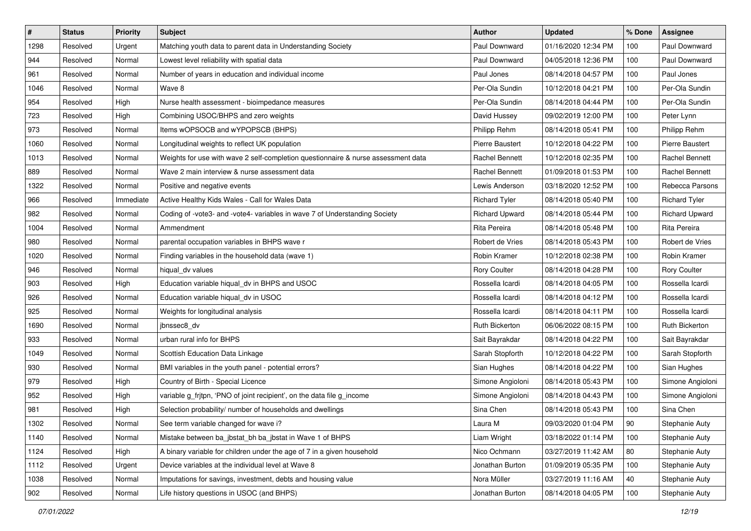| # | Status | Priority | Subject | Author | Updated | % Done | Assignee |
|---|---|---|---|---|---|---|---|
| 1298 | Resolved | Urgent | Matching youth data to parent data in Understanding Society | Paul Downward | 01/16/2020 12:34 PM | 100 | Paul Downward |
| 944 | Resolved | Normal | Lowest level reliability with spatial data | Paul Downward | 04/05/2018 12:36 PM | 100 | Paul Downward |
| 961 | Resolved | Normal | Number of years in education and individual income | Paul Jones | 08/14/2018 04:57 PM | 100 | Paul Jones |
| 1046 | Resolved | Normal | Wave 8 | Per-Ola Sundin | 10/12/2018 04:21 PM | 100 | Per-Ola Sundin |
| 954 | Resolved | High | Nurse health assessment - bioimpedance measures | Per-Ola Sundin | 08/14/2018 04:44 PM | 100 | Per-Ola Sundin |
| 723 | Resolved | High | Combining USOC/BHPS and zero weights | David Hussey | 09/02/2019 12:00 PM | 100 | Peter Lynn |
| 973 | Resolved | Normal | Items wOPSOCB and wYPOPSCB (BHPS) | Philipp Rehm | 08/14/2018 05:41 PM | 100 | Philipp Rehm |
| 1060 | Resolved | Normal | Longitudinal weights to reflect UK population | Pierre Baustert | 10/12/2018 04:22 PM | 100 | Pierre Baustert |
| 1013 | Resolved | Normal | Weights for use with wave 2 self-completion questionnaire & nurse assessment data | Rachel Bennett | 10/12/2018 02:35 PM | 100 | Rachel Bennett |
| 889 | Resolved | Normal | Wave 2 main interview & nurse assessment data | Rachel Bennett | 01/09/2018 01:53 PM | 100 | Rachel Bennett |
| 1322 | Resolved | Normal | Positive and negative events | Lewis Anderson | 03/18/2020 12:52 PM | 100 | Rebecca Parsons |
| 966 | Resolved | Immediate | Active Healthy Kids Wales - Call for Wales Data | Richard Tyler | 08/14/2018 05:40 PM | 100 | Richard Tyler |
| 982 | Resolved | Normal | Coding of -vote3- and -vote4- variables in wave 7 of Understanding Society | Richard Upward | 08/14/2018 05:44 PM | 100 | Richard Upward |
| 1004 | Resolved | Normal | Ammendment | Rita Pereira | 08/14/2018 05:48 PM | 100 | Rita Pereira |
| 980 | Resolved | Normal | parental occupation variables in BHPS wave r | Robert de Vries | 08/14/2018 05:43 PM | 100 | Robert de Vries |
| 1020 | Resolved | Normal | Finding variables in the household data (wave 1) | Robin Kramer | 10/12/2018 02:38 PM | 100 | Robin Kramer |
| 946 | Resolved | Normal | hiqual_dv values | Rory Coulter | 08/14/2018 04:28 PM | 100 | Rory Coulter |
| 903 | Resolved | High | Education variable hiqual_dv in BHPS and USOC | Rossella Icardi | 08/14/2018 04:05 PM | 100 | Rossella Icardi |
| 926 | Resolved | Normal | Education variable hiqual_dv in USOC | Rossella Icardi | 08/14/2018 04:12 PM | 100 | Rossella Icardi |
| 925 | Resolved | Normal | Weights for longitudinal analysis | Rossella Icardi | 08/14/2018 04:11 PM | 100 | Rossella Icardi |
| 1690 | Resolved | Normal | jbnssec8_dv | Ruth Bickerton | 06/06/2022 08:15 PM | 100 | Ruth Bickerton |
| 933 | Resolved | Normal | urban rural info for BHPS | Sait Bayrakdar | 08/14/2018 04:22 PM | 100 | Sait Bayrakdar |
| 1049 | Resolved | Normal | Scottish Education Data Linkage | Sarah Stopforth | 10/12/2018 04:22 PM | 100 | Sarah Stopforth |
| 930 | Resolved | Normal | BMI variables in the youth panel - potential errors? | Sian Hughes | 08/14/2018 04:22 PM | 100 | Sian Hughes |
| 979 | Resolved | High | Country of Birth - Special Licence | Simone Angioloni | 08/14/2018 05:43 PM | 100 | Simone Angioloni |
| 952 | Resolved | High | variable g_frjtpn, 'PNO of joint recipient', on the data file g_income | Simone Angioloni | 08/14/2018 04:43 PM | 100 | Simone Angioloni |
| 981 | Resolved | High | Selection probability/ number of households and dwellings | Sina Chen | 08/14/2018 05:43 PM | 100 | Sina Chen |
| 1302 | Resolved | Normal | See term variable changed for wave i? | Laura M | 09/03/2020 01:04 PM | 90 | Stephanie Auty |
| 1140 | Resolved | Normal | Mistake between ba_jbstat_bh ba_jbstat in Wave 1 of BHPS | Liam Wright | 03/18/2022 01:14 PM | 100 | Stephanie Auty |
| 1124 | Resolved | High | A binary variable for children under the age of 7 in a given household | Nico Ochmann | 03/27/2019 11:42 AM | 80 | Stephanie Auty |
| 1112 | Resolved | Urgent | Device variables at the individual level at Wave 8 | Jonathan Burton | 01/09/2019 05:35 PM | 100 | Stephanie Auty |
| 1038 | Resolved | Normal | Imputations for savings, investment, debts and housing value | Nora Müller | 03/27/2019 11:16 AM | 40 | Stephanie Auty |
| 902 | Resolved | Normal | Life history questions in USOC (and BHPS) | Jonathan Burton | 08/14/2018 04:05 PM | 100 | Stephanie Auty |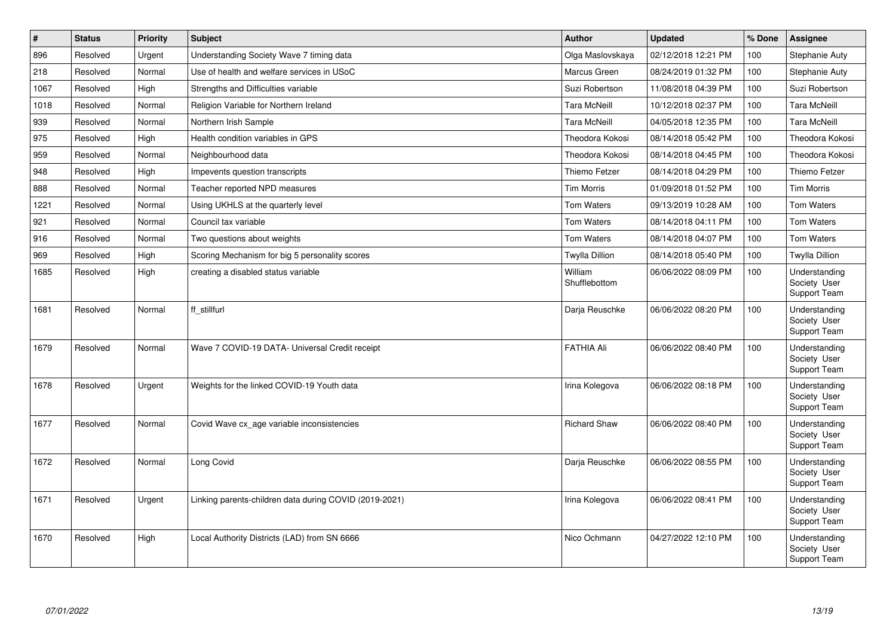| # | Status | Priority | Subject | Author | Updated | % Done | Assignee |
|---|---|---|---|---|---|---|---|
| 896 | Resolved | Urgent | Understanding Society Wave 7 timing data | Olga Maslovskaya | 02/12/2018 12:21 PM | 100 | Stephanie Auty |
| 218 | Resolved | Normal | Use of health and welfare services in USoC | Marcus Green | 08/24/2019 01:32 PM | 100 | Stephanie Auty |
| 1067 | Resolved | High | Strengths and Difficulties variable | Suzi Robertson | 11/08/2018 04:39 PM | 100 | Suzi Robertson |
| 1018 | Resolved | Normal | Religion Variable for Northern Ireland | Tara McNeill | 10/12/2018 02:37 PM | 100 | Tara McNeill |
| 939 | Resolved | Normal | Northern Irish Sample | Tara McNeill | 04/05/2018 12:35 PM | 100 | Tara McNeill |
| 975 | Resolved | High | Health condition variables in GPS | Theodora Kokosi | 08/14/2018 05:42 PM | 100 | Theodora Kokosi |
| 959 | Resolved | Normal | Neighbourhood data | Theodora Kokosi | 08/14/2018 04:45 PM | 100 | Theodora Kokosi |
| 948 | Resolved | High | Impevents question transcripts | Thiemo Fetzer | 08/14/2018 04:29 PM | 100 | Thiemo Fetzer |
| 888 | Resolved | Normal | Teacher reported NPD measures | Tim Morris | 01/09/2018 01:52 PM | 100 | Tim Morris |
| 1221 | Resolved | Normal | Using UKHLS at the quarterly level | Tom Waters | 09/13/2019 10:28 AM | 100 | Tom Waters |
| 921 | Resolved | Normal | Council tax variable | Tom Waters | 08/14/2018 04:11 PM | 100 | Tom Waters |
| 916 | Resolved | Normal | Two questions about weights | Tom Waters | 08/14/2018 04:07 PM | 100 | Tom Waters |
| 969 | Resolved | High | Scoring Mechanism for big 5 personality scores | Twylla Dillion | 08/14/2018 05:40 PM | 100 | Twylla Dillion |
| 1685 | Resolved | High | creating a disabled status variable | William Shufflebottom | 06/06/2022 08:09 PM | 100 | Understanding Society User Support Team |
| 1681 | Resolved | Normal | ff_stillfurl | Darja Reuschke | 06/06/2022 08:20 PM | 100 | Understanding Society User Support Team |
| 1679 | Resolved | Normal | Wave 7 COVID-19 DATA- Universal Credit receipt | FATHIA Ali | 06/06/2022 08:40 PM | 100 | Understanding Society User Support Team |
| 1678 | Resolved | Urgent | Weights for the linked COVID-19 Youth data | Irina Kolegova | 06/06/2022 08:18 PM | 100 | Understanding Society User Support Team |
| 1677 | Resolved | Normal | Covid Wave cx_age variable inconsistencies | Richard Shaw | 06/06/2022 08:40 PM | 100 | Understanding Society User Support Team |
| 1672 | Resolved | Normal | Long Covid | Darja Reuschke | 06/06/2022 08:55 PM | 100 | Understanding Society User Support Team |
| 1671 | Resolved | Urgent | Linking parents-children data during COVID (2019-2021) | Irina Kolegova | 06/06/2022 08:41 PM | 100 | Understanding Society User Support Team |
| 1670 | Resolved | High | Local Authority Districts (LAD) from SN 6666 | Nico Ochmann | 04/27/2022 12:10 PM | 100 | Understanding Society User Support Team |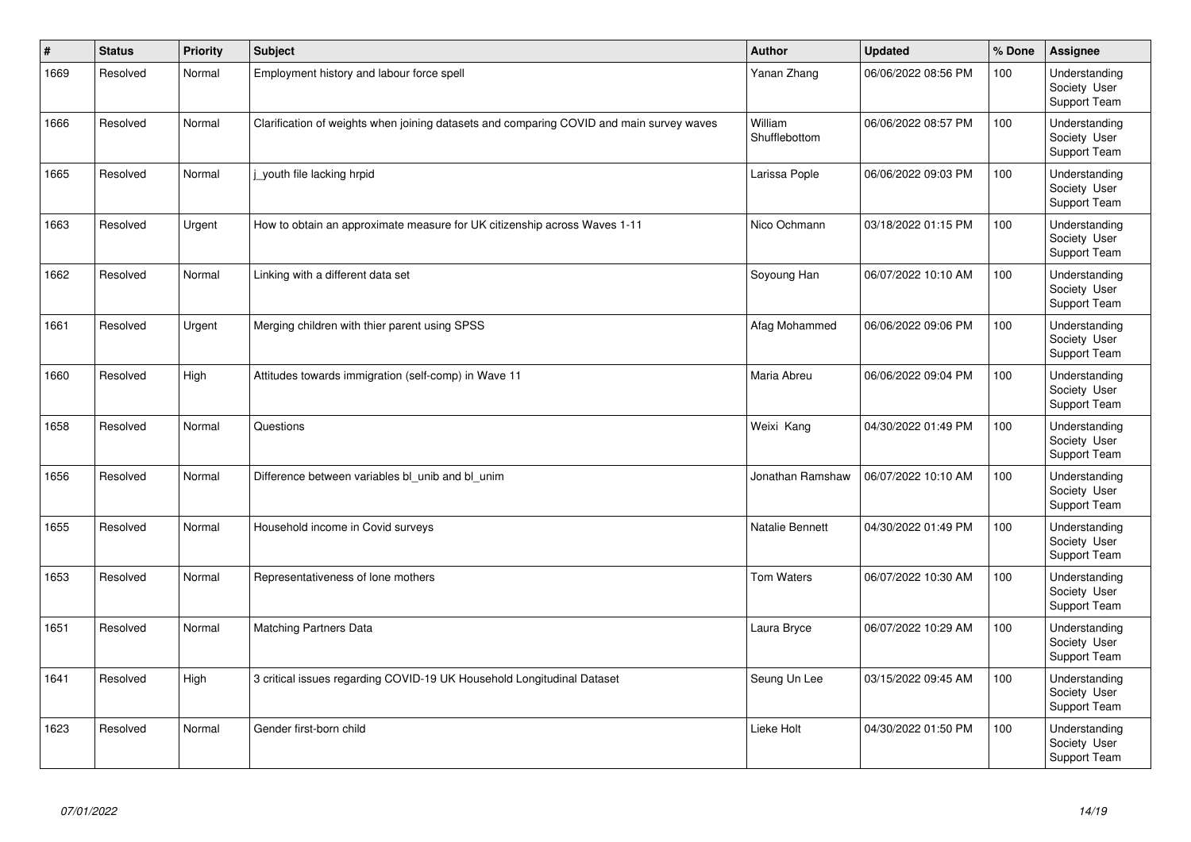| # | Status | Priority | Subject | Author | Updated | % Done | Assignee |
|---|---|---|---|---|---|---|---|
| 1669 | Resolved | Normal | Employment history and labour force spell | Yanan Zhang | 06/06/2022 08:56 PM | 100 | Understanding Society User Support Team |
| 1666 | Resolved | Normal | Clarification of weights when joining datasets and comparing COVID and main survey waves | William Shufflebottom | 06/06/2022 08:57 PM | 100 | Understanding Society User Support Team |
| 1665 | Resolved | Normal | j_youth file lacking hrpid | Larissa Pople | 06/06/2022 09:03 PM | 100 | Understanding Society User Support Team |
| 1663 | Resolved | Urgent | How to obtain an approximate measure for UK citizenship across Waves 1-11 | Nico Ochmann | 03/18/2022 01:15 PM | 100 | Understanding Society User Support Team |
| 1662 | Resolved | Normal | Linking with a different data set | Soyoung Han | 06/07/2022 10:10 AM | 100 | Understanding Society User Support Team |
| 1661 | Resolved | Urgent | Merging children with thier parent using SPSS | Afag Mohammed | 06/06/2022 09:06 PM | 100 | Understanding Society User Support Team |
| 1660 | Resolved | High | Attitudes towards immigration (self-comp) in Wave 11 | Maria Abreu | 06/06/2022 09:04 PM | 100 | Understanding Society User Support Team |
| 1658 | Resolved | Normal | Questions | Weixi Kang | 04/30/2022 01:49 PM | 100 | Understanding Society User Support Team |
| 1656 | Resolved | Normal | Difference between variables bl_unib and bl_unim | Jonathan Ramshaw | 06/07/2022 10:10 AM | 100 | Understanding Society User Support Team |
| 1655 | Resolved | Normal | Household income in Covid surveys | Natalie Bennett | 04/30/2022 01:49 PM | 100 | Understanding Society User Support Team |
| 1653 | Resolved | Normal | Representativeness of lone mothers | Tom Waters | 06/07/2022 10:30 AM | 100 | Understanding Society User Support Team |
| 1651 | Resolved | Normal | Matching Partners Data | Laura Bryce | 06/07/2022 10:29 AM | 100 | Understanding Society User Support Team |
| 1641 | Resolved | High | 3 critical issues regarding COVID-19 UK Household Longitudinal Dataset | Seung Un Lee | 03/15/2022 09:45 AM | 100 | Understanding Society User Support Team |
| 1623 | Resolved | Normal | Gender first-born child | Lieke Holt | 04/30/2022 01:50 PM | 100 | Understanding Society User Support Team |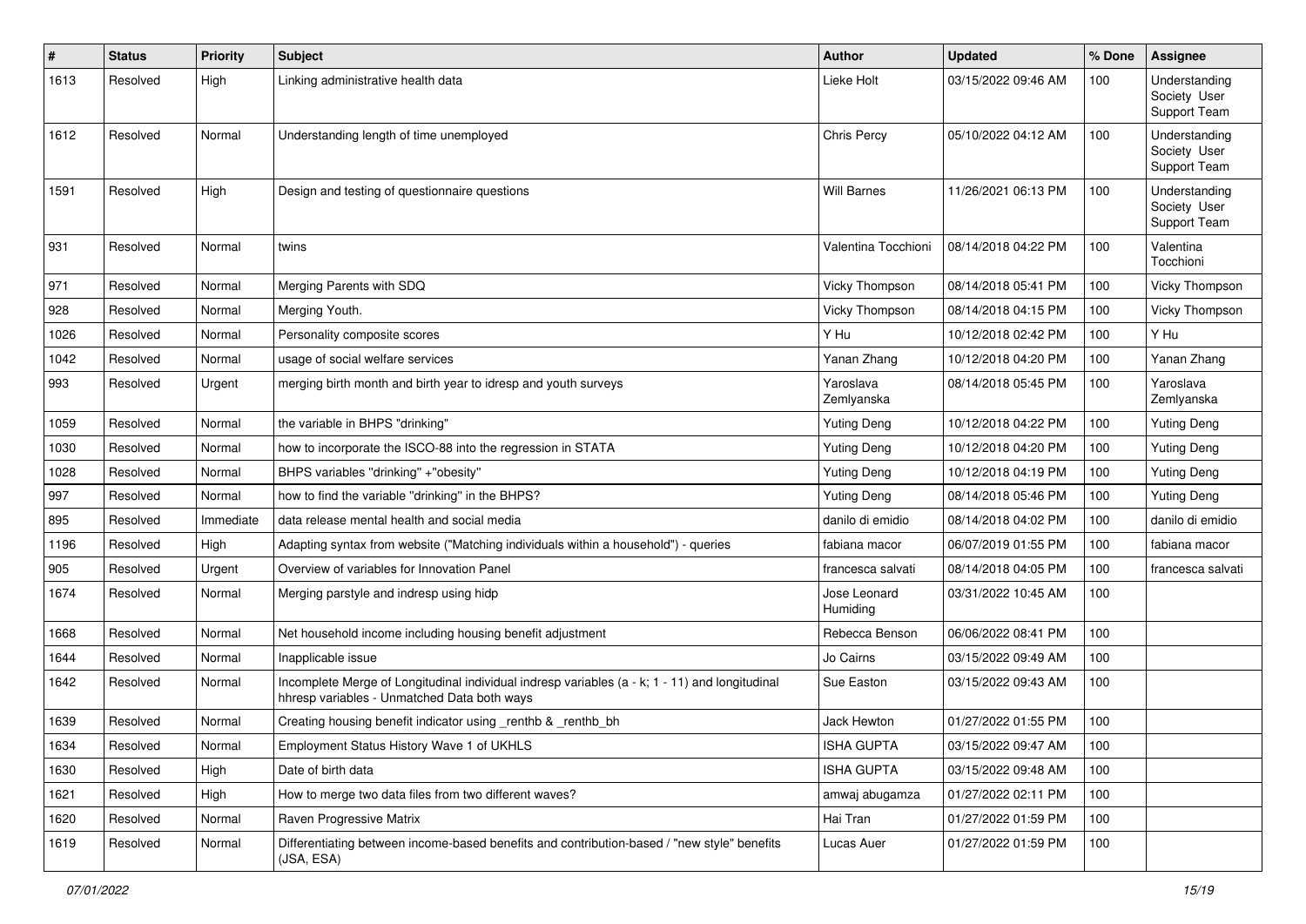| # | Status | Priority | Subject | Author | Updated | % Done | Assignee |
|---|---|---|---|---|---|---|---|
| 1613 | Resolved | High | Linking administrative health data | Lieke Holt | 03/15/2022 09:46 AM | 100 | Understanding Society User Support Team |
| 1612 | Resolved | Normal | Understanding length of time unemployed | Chris Percy | 05/10/2022 04:12 AM | 100 | Understanding Society User Support Team |
| 1591 | Resolved | High | Design and testing of questionnaire questions | Will Barnes | 11/26/2021 06:13 PM | 100 | Understanding Society User Support Team |
| 931 | Resolved | Normal | twins | Valentina Tocchioni | 08/14/2018 04:22 PM | 100 | Valentina Tocchioni |
| 971 | Resolved | Normal | Merging Parents with SDQ | Vicky Thompson | 08/14/2018 05:41 PM | 100 | Vicky Thompson |
| 928 | Resolved | Normal | Merging Youth. | Vicky Thompson | 08/14/2018 04:15 PM | 100 | Vicky Thompson |
| 1026 | Resolved | Normal | Personality composite scores | Y Hu | 10/12/2018 02:42 PM | 100 | Y Hu |
| 1042 | Resolved | Normal | usage of social welfare services | Yanan Zhang | 10/12/2018 04:20 PM | 100 | Yanan Zhang |
| 993 | Resolved | Urgent | merging birth month and birth year to idresp and youth surveys | Yaroslava Zemlyanska | 08/14/2018 05:45 PM | 100 | Yaroslava Zemlyanska |
| 1059 | Resolved | Normal | the variable in BHPS "drinking" | Yuting Deng | 10/12/2018 04:22 PM | 100 | Yuting Deng |
| 1030 | Resolved | Normal | how to incorporate the ISCO-88 into the regression in STATA | Yuting Deng | 10/12/2018 04:20 PM | 100 | Yuting Deng |
| 1028 | Resolved | Normal | BHPS variables "drinking" +"obesity" | Yuting Deng | 10/12/2018 04:19 PM | 100 | Yuting Deng |
| 997 | Resolved | Normal | how to find the variable "drinking" in the BHPS? | Yuting Deng | 08/14/2018 05:46 PM | 100 | Yuting Deng |
| 895 | Resolved | Immediate | data release mental health and social media | danilo di emidio | 08/14/2018 04:02 PM | 100 | danilo di emidio |
| 1196 | Resolved | High | Adapting syntax from website ("Matching individuals within a household") - queries | fabiana macor | 06/07/2019 01:55 PM | 100 | fabiana macor |
| 905 | Resolved | Urgent | Overview of variables for Innovation Panel | francesca salvati | 08/14/2018 04:05 PM | 100 | francesca salvati |
| 1674 | Resolved | Normal | Merging parstyle and indresp using hidp | Jose Leonard Humiding | 03/31/2022 10:45 AM | 100 | |
| 1668 | Resolved | Normal | Net household income including housing benefit adjustment | Rebecca Benson | 06/06/2022 08:41 PM | 100 | |
| 1644 | Resolved | Normal | Inapplicable issue | Jo Cairns | 03/15/2022 09:49 AM | 100 | |
| 1642 | Resolved | Normal | Incomplete Merge of Longitudinal individual indresp variables (a - k; 1 - 11) and longitudinal hhresp variables - Unmatched Data both ways | Sue Easton | 03/15/2022 09:43 AM | 100 | |
| 1639 | Resolved | Normal | Creating housing benefit indicator using _renthb & _renthb_bh | Jack Hewton | 01/27/2022 01:55 PM | 100 | |
| 1634 | Resolved | Normal | Employment Status History Wave 1 of UKHLS | ISHA GUPTA | 03/15/2022 09:47 AM | 100 | |
| 1630 | Resolved | High | Date of birth data | ISHA GUPTA | 03/15/2022 09:48 AM | 100 | |
| 1621 | Resolved | High | How to merge two data files from two different waves? | amwaj abugamza | 01/27/2022 02:11 PM | 100 | |
| 1620 | Resolved | Normal | Raven Progressive Matrix | Hai Tran | 01/27/2022 01:59 PM | 100 | |
| 1619 | Resolved | Normal | Differentiating between income-based benefits and contribution-based / "new style" benefits (JSA, ESA) | Lucas Auer | 01/27/2022 01:59 PM | 100 | |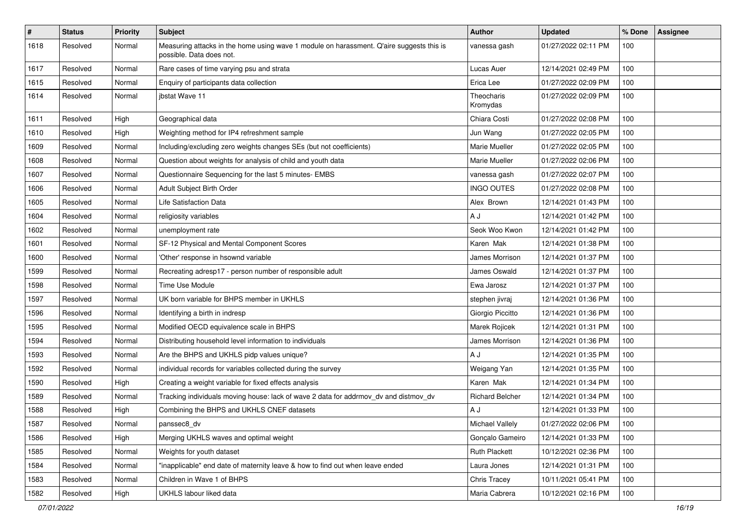| # | Status | Priority | Subject | Author | Updated | % Done | Assignee |
|---|---|---|---|---|---|---|---|
| 1618 | Resolved | Normal | Measuring attacks in the home using wave 1 module on harassment. Q'aire suggests this is possible. Data does not. | vanessa gash | 01/27/2022 02:11 PM | 100 | |
| 1617 | Resolved | Normal | Rare cases of time varying psu and strata | Lucas Auer | 12/14/2021 02:49 PM | 100 | |
| 1615 | Resolved | Normal | Enquiry of participants data collection | Erica Lee | 01/27/2022 02:09 PM | 100 | |
| 1614 | Resolved | Normal | jbstat Wave 11 | Theocharis Kromydas | 01/27/2022 02:09 PM | 100 | |
| 1611 | Resolved | High | Geographical data | Chiara Costi | 01/27/2022 02:08 PM | 100 | |
| 1610 | Resolved | High | Weighting method for IP4 refreshment sample | Jun Wang | 01/27/2022 02:05 PM | 100 | |
| 1609 | Resolved | Normal | Including/excluding zero weights changes SEs (but not coefficients) | Marie Mueller | 01/27/2022 02:05 PM | 100 | |
| 1608 | Resolved | Normal | Question about weights for analysis of child and youth data | Marie Mueller | 01/27/2022 02:06 PM | 100 | |
| 1607 | Resolved | Normal | Questionnaire Sequencing for the last 5 minutes- EMBS | vanessa gash | 01/27/2022 02:07 PM | 100 | |
| 1606 | Resolved | Normal | Adult Subject Birth Order | INGO OUTES | 01/27/2022 02:08 PM | 100 | |
| 1605 | Resolved | Normal | Life Satisfaction Data | Alex Brown | 12/14/2021 01:43 PM | 100 | |
| 1604 | Resolved | Normal | religiosity variables | A J | 12/14/2021 01:42 PM | 100 | |
| 1602 | Resolved | Normal | unemployment rate | Seok Woo Kwon | 12/14/2021 01:42 PM | 100 | |
| 1601 | Resolved | Normal | SF-12 Physical and Mental Component Scores | Karen Mak | 12/14/2021 01:38 PM | 100 | |
| 1600 | Resolved | Normal | 'Other' response in hsownd variable | James Morrison | 12/14/2021 01:37 PM | 100 | |
| 1599 | Resolved | Normal | Recreating adresp17 - person number of responsible adult | James Oswald | 12/14/2021 01:37 PM | 100 | |
| 1598 | Resolved | Normal | Time Use Module | Ewa Jarosz | 12/14/2021 01:37 PM | 100 | |
| 1597 | Resolved | Normal | UK born variable for BHPS member in UKHLS | stephen jivraj | 12/14/2021 01:36 PM | 100 | |
| 1596 | Resolved | Normal | Identifying a birth in indresp | Giorgio Piccitto | 12/14/2021 01:36 PM | 100 | |
| 1595 | Resolved | Normal | Modified OECD equivalence scale in BHPS | Marek Rojicek | 12/14/2021 01:31 PM | 100 | |
| 1594 | Resolved | Normal | Distributing household level information to individuals | James Morrison | 12/14/2021 01:36 PM | 100 | |
| 1593 | Resolved | Normal | Are the BHPS and UKHLS pidp values unique? | A J | 12/14/2021 01:35 PM | 100 | |
| 1592 | Resolved | Normal | individual records for variables collected during the survey | Weigang Yan | 12/14/2021 01:35 PM | 100 | |
| 1590 | Resolved | High | Creating a weight variable for fixed effects analysis | Karen Mak | 12/14/2021 01:34 PM | 100 | |
| 1589 | Resolved | Normal | Tracking individuals moving house: lack of wave 2 data for addrmov_dv and distmov_dv | Richard Belcher | 12/14/2021 01:34 PM | 100 | |
| 1588 | Resolved | High | Combining the BHPS and UKHLS CNEF datasets | A J | 12/14/2021 01:33 PM | 100 | |
| 1587 | Resolved | Normal | panssec8_dv | Michael Vallely | 01/27/2022 02:06 PM | 100 | |
| 1586 | Resolved | High | Merging UKHLS waves and optimal weight | Gonçalo Gameiro | 12/14/2021 01:33 PM | 100 | |
| 1585 | Resolved | Normal | Weights for youth dataset | Ruth Plackett | 10/12/2021 02:36 PM | 100 | |
| 1584 | Resolved | Normal | "inapplicable" end date of maternity leave & how to find out when leave ended | Laura Jones | 12/14/2021 01:31 PM | 100 | |
| 1583 | Resolved | Normal | Children in Wave 1 of BHPS | Chris Tracey | 10/11/2021 05:41 PM | 100 | |
| 1582 | Resolved | High | UKHLS labour liked data | Maria Cabrera | 10/12/2021 02:16 PM | 100 | |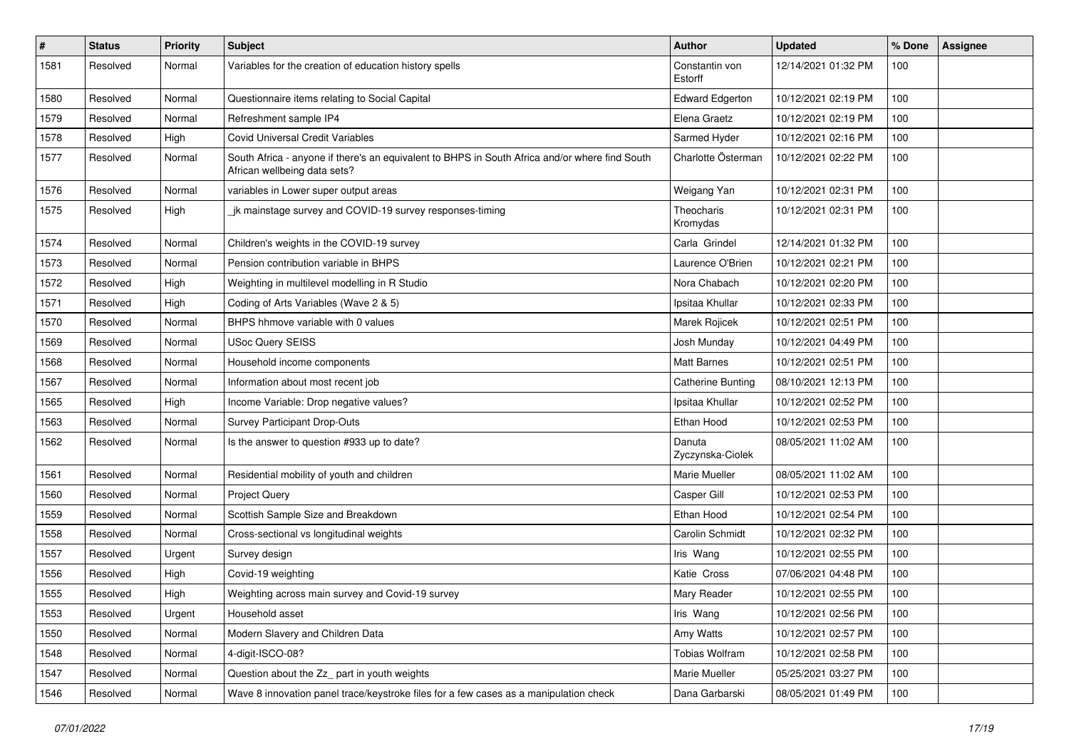| # | Status | Priority | Subject | Author | Updated | % Done | Assignee |
|---|---|---|---|---|---|---|---|
| 1581 | Resolved | Normal | Variables for the creation of education history spells | Constantin von Estorff | 12/14/2021 01:32 PM | 100 | |
| 1580 | Resolved | Normal | Questionnaire items relating to Social Capital | Edward Edgerton | 10/12/2021 02:19 PM | 100 | |
| 1579 | Resolved | Normal | Refreshment sample IP4 | Elena Graetz | 10/12/2021 02:19 PM | 100 | |
| 1578 | Resolved | High | Covid Universal Credit Variables | Sarmed Hyder | 10/12/2021 02:16 PM | 100 | |
| 1577 | Resolved | Normal | South Africa - anyone if there's an equivalent to BHPS in South Africa and/or where find South African wellbeing data sets? | Charlotte Österman | 10/12/2021 02:22 PM | 100 | |
| 1576 | Resolved | Normal | variables in Lower super output areas | Weigang Yan | 10/12/2021 02:31 PM | 100 | |
| 1575 | Resolved | High | _jk mainstage survey and COVID-19 survey responses-timing | Theocharis Kromydas | 10/12/2021 02:31 PM | 100 | |
| 1574 | Resolved | Normal | Children's weights in the COVID-19 survey | Carla Grindel | 12/14/2021 01:32 PM | 100 | |
| 1573 | Resolved | Normal | Pension contribution variable in BHPS | Laurence O'Brien | 10/12/2021 02:21 PM | 100 | |
| 1572 | Resolved | High | Weighting in multilevel modelling in R Studio | Nora Chabach | 10/12/2021 02:20 PM | 100 | |
| 1571 | Resolved | High | Coding of Arts Variables (Wave 2 & 5) | Ipsitaa Khullar | 10/12/2021 02:33 PM | 100 | |
| 1570 | Resolved | Normal | BHPS hhmove variable with 0 values | Marek Rojicek | 10/12/2021 02:51 PM | 100 | |
| 1569 | Resolved | Normal | USoc Query SEISS | Josh Munday | 10/12/2021 04:49 PM | 100 | |
| 1568 | Resolved | Normal | Household income components | Matt Barnes | 10/12/2021 02:51 PM | 100 | |
| 1567 | Resolved | Normal | Information about most recent job | Catherine Bunting | 08/10/2021 12:13 PM | 100 | |
| 1565 | Resolved | High | Income Variable: Drop negative values? | Ipsitaa Khullar | 10/12/2021 02:52 PM | 100 | |
| 1563 | Resolved | Normal | Survey Participant Drop-Outs | Ethan Hood | 10/12/2021 02:53 PM | 100 | |
| 1562 | Resolved | Normal | Is the answer to question #933 up to date? | Danuta Zyczynska-Ciolek | 08/05/2021 11:02 AM | 100 | |
| 1561 | Resolved | Normal | Residential mobility of youth and children | Marie Mueller | 08/05/2021 11:02 AM | 100 | |
| 1560 | Resolved | Normal | Project Query | Casper Gill | 10/12/2021 02:53 PM | 100 | |
| 1559 | Resolved | Normal | Scottish Sample Size and Breakdown | Ethan Hood | 10/12/2021 02:54 PM | 100 | |
| 1558 | Resolved | Normal | Cross-sectional vs longitudinal weights | Carolin Schmidt | 10/12/2021 02:32 PM | 100 | |
| 1557 | Resolved | Urgent | Survey design | Iris Wang | 10/12/2021 02:55 PM | 100 | |
| 1556 | Resolved | High | Covid-19 weighting | Katie Cross | 07/06/2021 04:48 PM | 100 | |
| 1555 | Resolved | High | Weighting across main survey and Covid-19 survey | Mary Reader | 10/12/2021 02:55 PM | 100 | |
| 1553 | Resolved | Urgent | Household asset | Iris Wang | 10/12/2021 02:56 PM | 100 | |
| 1550 | Resolved | Normal | Modern Slavery and Children Data | Amy Watts | 10/12/2021 02:57 PM | 100 | |
| 1548 | Resolved | Normal | 4-digit-ISCO-08? | Tobias Wolfram | 10/12/2021 02:58 PM | 100 | |
| 1547 | Resolved | Normal | Question about the Zz_ part in youth weights | Marie Mueller | 05/25/2021 03:27 PM | 100 | |
| 1546 | Resolved | Normal | Wave 8 innovation panel trace/keystroke files for a few cases as a manipulation check | Dana Garbarski | 08/05/2021 01:49 PM | 100 | |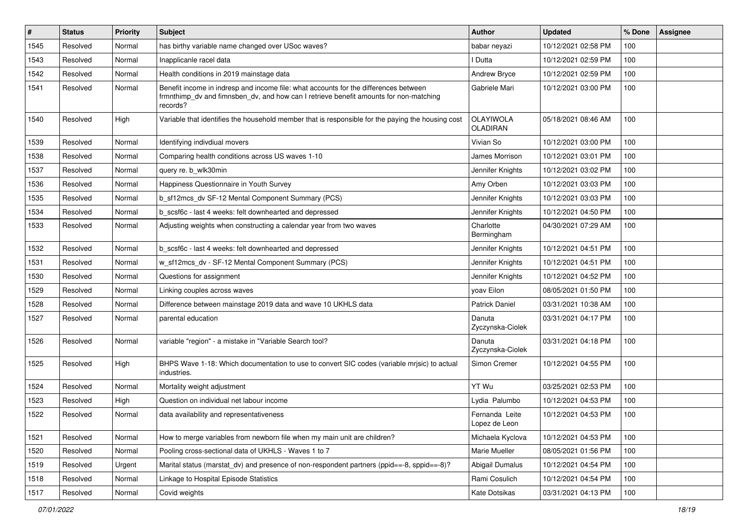| # | Status | Priority | Subject | Author | Updated | % Done | Assignee |
|---|---|---|---|---|---|---|---|
| 1545 | Resolved | Normal | has birthy variable name changed over USoc waves? | babar neyazi | 10/12/2021 02:58 PM | 100 | |
| 1543 | Resolved | Normal | Inapplicanle racel data | I Dutta | 10/12/2021 02:59 PM | 100 | |
| 1542 | Resolved | Normal | Health conditions in 2019 mainstage data | Andrew Bryce | 10/12/2021 02:59 PM | 100 | |
| 1541 | Resolved | Normal | Benefit income in indresp and income file: what accounts for the differences between frmnthimp_dv and fimnsben_dv, and how can I retrieve benefit amounts for non-matching records? | Gabriele Mari | 10/12/2021 03:00 PM | 100 | |
| 1540 | Resolved | High | Variable that identifies the household member that is responsible for the paying the housing cost | OLAYIWOLA OLADIRAN | 05/18/2021 08:46 AM | 100 | |
| 1539 | Resolved | Normal | Identifying indivdiual movers | Vivian So | 10/12/2021 03:00 PM | 100 | |
| 1538 | Resolved | Normal | Comparing health conditions across US waves 1-10 | James Morrison | 10/12/2021 03:01 PM | 100 | |
| 1537 | Resolved | Normal | query re. b_wlk30min | Jennifer Knights | 10/12/2021 03:02 PM | 100 | |
| 1536 | Resolved | Normal | Happiness Questionnaire in Youth Survey | Amy Orben | 10/12/2021 03:03 PM | 100 | |
| 1535 | Resolved | Normal | b_sf12mcs_dv SF-12 Mental Component Summary (PCS) | Jennifer Knights | 10/12/2021 03:03 PM | 100 | |
| 1534 | Resolved | Normal | b_scsf6c - last 4 weeks: felt downhearted and depressed | Jennifer Knights | 10/12/2021 04:50 PM | 100 | |
| 1533 | Resolved | Normal | Adjusting weights when constructing a calendar year from two waves | Charlotte Bermingham | 04/30/2021 07:29 AM | 100 | |
| 1532 | Resolved | Normal | b_scsf6c - last 4 weeks: felt downhearted and depressed | Jennifer Knights | 10/12/2021 04:51 PM | 100 | |
| 1531 | Resolved | Normal | w_sf12mcs_dv - SF-12 Mental Component Summary (PCS) | Jennifer Knights | 10/12/2021 04:51 PM | 100 | |
| 1530 | Resolved | Normal | Questions for assignment | Jennifer Knights | 10/12/2021 04:52 PM | 100 | |
| 1529 | Resolved | Normal | Linking couples across waves | yoav Eilon | 08/05/2021 01:50 PM | 100 | |
| 1528 | Resolved | Normal | Difference between mainstage 2019 data and wave 10 UKHLS data | Patrick Daniel | 03/31/2021 10:38 AM | 100 | |
| 1527 | Resolved | Normal | parental education | Danuta Zyczynska-Ciolek | 03/31/2021 04:17 PM | 100 | |
| 1526 | Resolved | Normal | variable "region" - a mistake in "Variable Search tool? | Danuta Zyczynska-Ciolek | 03/31/2021 04:18 PM | 100 | |
| 1525 | Resolved | High | BHPS Wave 1-18: Which documentation to use to convert SIC codes (variable mrjsic) to actual industries. | Simon Cremer | 10/12/2021 04:55 PM | 100 | |
| 1524 | Resolved | Normal | Mortality weight adjustment | YT Wu | 03/25/2021 02:53 PM | 100 | |
| 1523 | Resolved | High | Question on individual net labour income | Lydia Palumbo | 10/12/2021 04:53 PM | 100 | |
| 1522 | Resolved | Normal | data availability and representativeness | Fernanda Leite Lopez de Leon | 10/12/2021 04:53 PM | 100 | |
| 1521 | Resolved | Normal | How to merge variables from newborn file when my main unit are children? | Michaela Kyclova | 10/12/2021 04:53 PM | 100 | |
| 1520 | Resolved | Normal | Pooling cross-sectional data of UKHLS - Waves 1 to 7 | Marie Mueller | 08/05/2021 01:56 PM | 100 | |
| 1519 | Resolved | Urgent | Marital status (marstat_dv) and presence of non-respondent partners (ppid==-8, sppid==-8)? | Abigail Dumalus | 10/12/2021 04:54 PM | 100 | |
| 1518 | Resolved | Normal | Linkage to Hospital Episode Statistics | Rami Cosulich | 10/12/2021 04:54 PM | 100 | |
| 1517 | Resolved | Normal | Covid weights | Kate Dotsikas | 03/31/2021 04:13 PM | 100 | |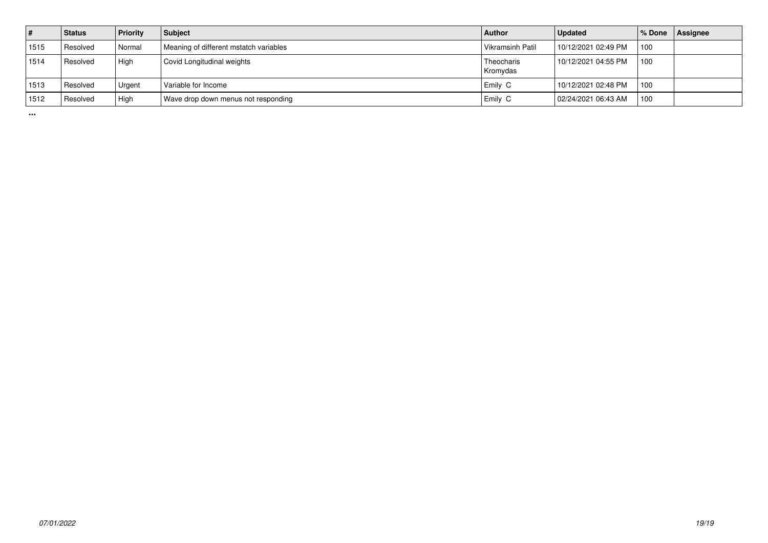| # | Status | Priority | Subject | Author | Updated | % Done | Assignee |
|---|---|---|---|---|---|---|---|
| 1515 | Resolved | Normal | Meaning of different mstatch variables | Vikramsinh Patil | 10/12/2021 02:49 PM | 100 | |
| 1514 | Resolved | High | Covid Longitudinal weights | Theocharis Kromydas | 10/12/2021 04:55 PM | 100 | |
| 1513 | Resolved | Urgent | Variable for Income | Emily C | 10/12/2021 02:48 PM | 100 | |
| 1512 | Resolved | High | Wave drop down menus not responding | Emily C | 02/24/2021 06:43 AM | 100 | |

...